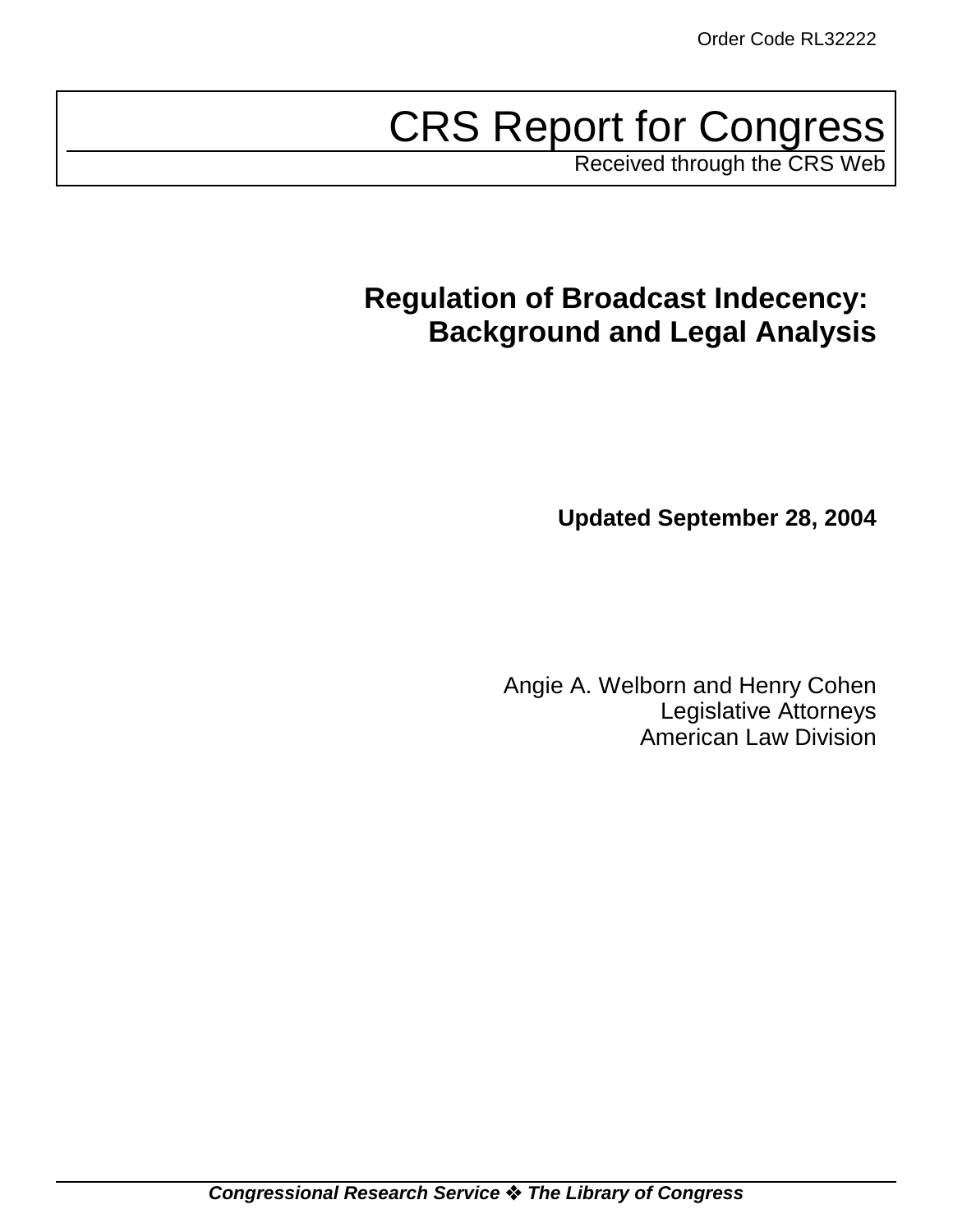Order Code RL32222

# CRS Report for Congress

Received through the CRS Web

## Regulation of Broadcast Indecency: Background and Legal Analysis

**Updated September 28, 2004**

Angie A. Welborn and Henry Cohen
Legislative Attorneys
American Law Division

***Congressional Research Service ❖ The Library of Congress***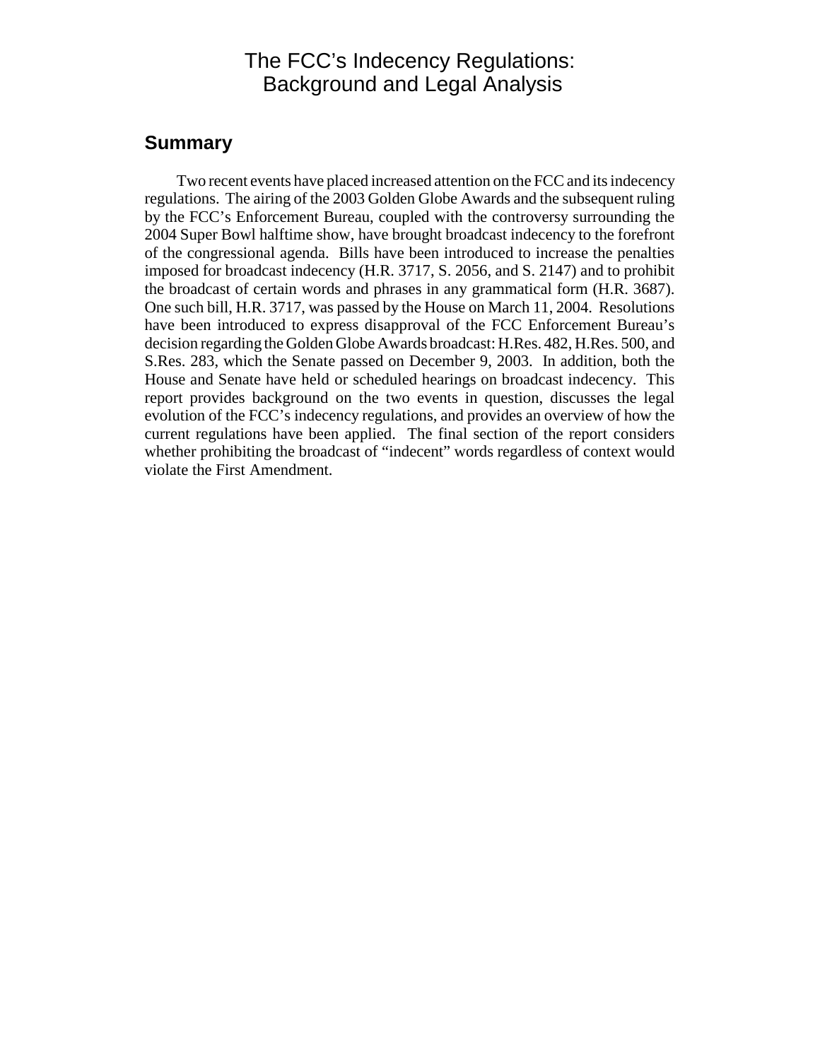# The FCC's Indecency Regulations: Background and Legal Analysis

## Summary

Two recent events have placed increased attention on the FCC and its indecency regulations. The airing of the 2003 Golden Globe Awards and the subsequent ruling by the FCC's Enforcement Bureau, coupled with the controversy surrounding the 2004 Super Bowl halftime show, have brought broadcast indecency to the forefront of the congressional agenda. Bills have been introduced to increase the penalties imposed for broadcast indecency (H.R. 3717, S. 2056, and S. 2147) and to prohibit the broadcast of certain words and phrases in any grammatical form (H.R. 3687). One such bill, H.R. 3717, was passed by the House on March 11, 2004. Resolutions have been introduced to express disapproval of the FCC Enforcement Bureau's decision regarding the Golden Globe Awards broadcast: H.Res. 482, H.Res. 500, and S.Res. 283, which the Senate passed on December 9, 2003. In addition, both the House and Senate have held or scheduled hearings on broadcast indecency. This report provides background on the two events in question, discusses the legal evolution of the FCC's indecency regulations, and provides an overview of how the current regulations have been applied. The final section of the report considers whether prohibiting the broadcast of "indecent" words regardless of context would violate the First Amendment.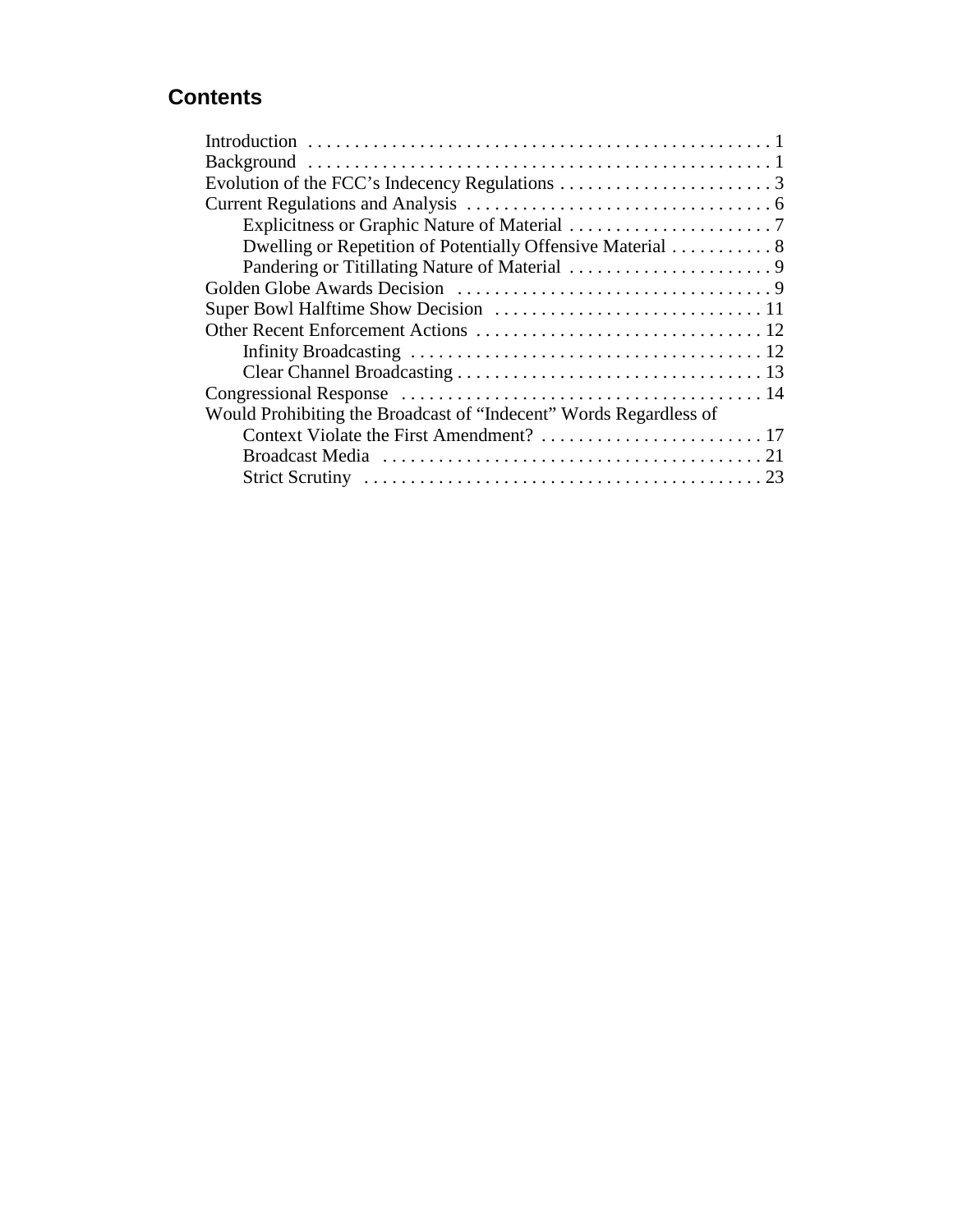## Contents

- Introduction . . . . . . . . . . . . . . . . . . . . . . . . . . . . . . . . . . . . . . . . . . . . . . . . . . 1
- Background . . . . . . . . . . . . . . . . . . . . . . . . . . . . . . . . . . . . . . . . . . . . . . . . . . 1
- Evolution of the FCC's Indecency Regulations . . . . . . . . . . . . . . . . . . . . . . . 3
- Current Regulations and Analysis . . . . . . . . . . . . . . . . . . . . . . . . . . . . . . . . . 6
  - Explicitness or Graphic Nature of Material . . . . . . . . . . . . . . . . . . . . . . 7
  - Dwelling or Repetition of Potentially Offensive Material . . . . . . . . . . . 8
  - Pandering or Titillating Nature of Material . . . . . . . . . . . . . . . . . . . . . . 9
- Golden Globe Awards Decision . . . . . . . . . . . . . . . . . . . . . . . . . . . . . . . . . . 9
- Super Bowl Halftime Show Decision . . . . . . . . . . . . . . . . . . . . . . . . . . . . . 11
- Other Recent Enforcement Actions . . . . . . . . . . . . . . . . . . . . . . . . . . . . . . . 12
  - Infinity Broadcasting . . . . . . . . . . . . . . . . . . . . . . . . . . . . . . . . . . . . . . 12
  - Clear Channel Broadcasting . . . . . . . . . . . . . . . . . . . . . . . . . . . . . . . . . 13
- Congressional Response . . . . . . . . . . . . . . . . . . . . . . . . . . . . . . . . . . . . . . 14
- Would Prohibiting the Broadcast of "Indecent" Words Regardless of Context Violate the First Amendment? . . . . . . . . . . . . . . . . . . . . . . . . 17
  - Broadcast Media . . . . . . . . . . . . . . . . . . . . . . . . . . . . . . . . . . . . . . . . . 21
  - Strict Scrutiny . . . . . . . . . . . . . . . . . . . . . . . . . . . . . . . . . . . . . . . . . . . 23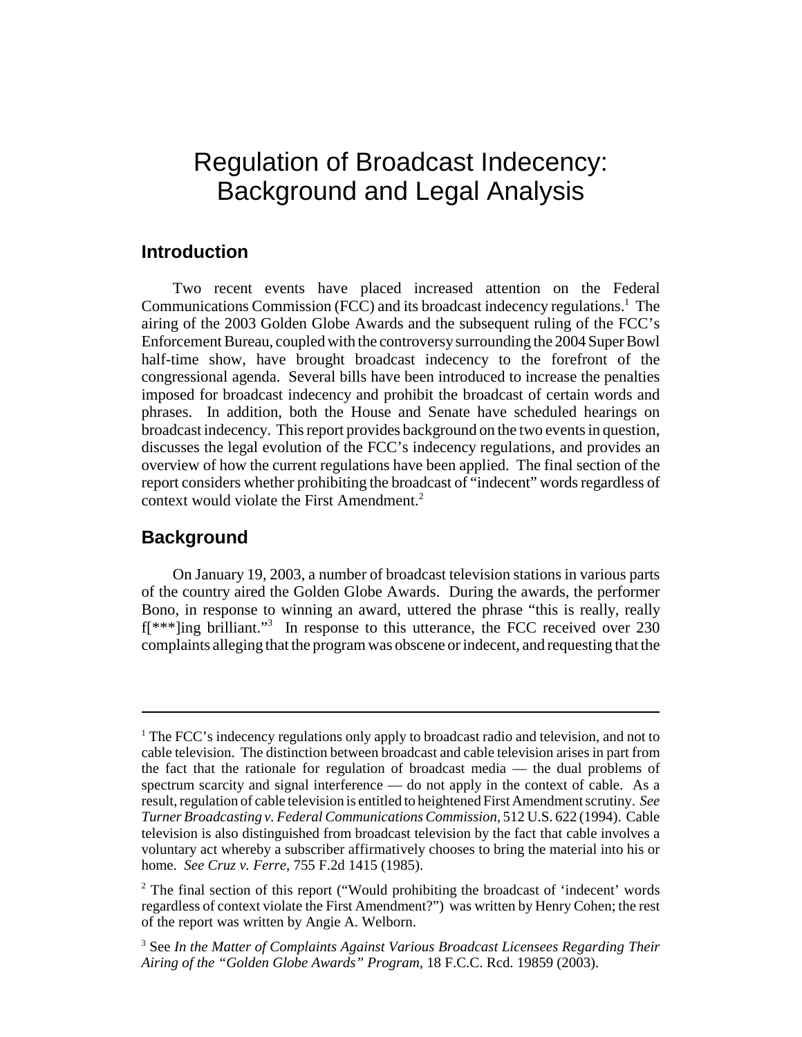# Regulation of Broadcast Indecency: Background and Legal Analysis

## Introduction

Two recent events have placed increased attention on the Federal Communications Commission (FCC) and its broadcast indecency regulations.[1] The airing of the 2003 Golden Globe Awards and the subsequent ruling of the FCC's Enforcement Bureau, coupled with the controversy surrounding the 2004 Super Bowl half-time show, have brought broadcast indecency to the forefront of the congressional agenda. Several bills have been introduced to increase the penalties imposed for broadcast indecency and prohibit the broadcast of certain words and phrases. In addition, both the House and Senate have scheduled hearings on broadcast indecency. This report provides background on the two events in question, discusses the legal evolution of the FCC's indecency regulations, and provides an overview of how the current regulations have been applied. The final section of the report considers whether prohibiting the broadcast of "indecent" words regardless of context would violate the First Amendment.[2]

## Background

On January 19, 2003, a number of broadcast television stations in various parts of the country aired the Golden Globe Awards. During the awards, the performer Bono, in response to winning an award, uttered the phrase "this is really, really f[***]ing brilliant."[3] In response to this utterance, the FCC received over 230 complaints alleging that the program was obscene or indecent, and requesting that the

---

[1] The FCC's indecency regulations only apply to broadcast radio and television, and not to cable television. The distinction between broadcast and cable television arises in part from the fact that the rationale for regulation of broadcast media — the dual problems of spectrum scarcity and signal interference — do not apply in the context of cable. As a result, regulation of cable television is entitled to heightened First Amendment scrutiny. *See Turner Broadcasting v. Federal Communications Commission*, 512 U.S. 622 (1994). Cable television is also distinguished from broadcast television by the fact that cable involves a voluntary act whereby a subscriber affirmatively chooses to bring the material into his or home. *See Cruz v. Ferre*, 755 F.2d 1415 (1985).

[2] The final section of this report ("Would prohibiting the broadcast of 'indecent' words regardless of context violate the First Amendment?") was written by Henry Cohen; the rest of the report was written by Angie A. Welborn.

[3] See *In the Matter of Complaints Against Various Broadcast Licensees Regarding Their Airing of the "Golden Globe Awards" Program*, 18 F.C.C. Rcd. 19859 (2003).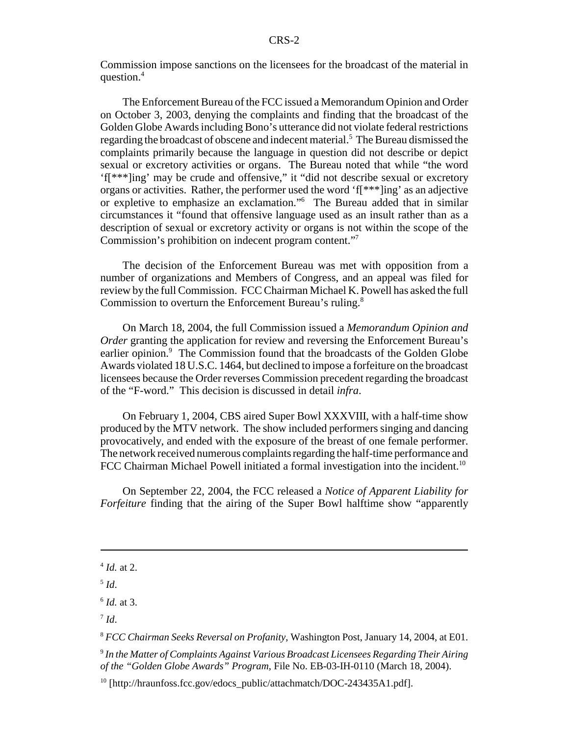Commission impose sanctions on the licensees for the broadcast of the material in question.[4]

The Enforcement Bureau of the FCC issued a Memorandum Opinion and Order on October 3, 2003, denying the complaints and finding that the broadcast of the Golden Globe Awards including Bono's utterance did not violate federal restrictions regarding the broadcast of obscene and indecent material.[5] The Bureau dismissed the complaints primarily because the language in question did not describe or depict sexual or excretory activities or organs. The Bureau noted that while "the word 'f[***]ing' may be crude and offensive," it "did not describe sexual or excretory organs or activities. Rather, the performer used the word 'f[***]ing' as an adjective or expletive to emphasize an exclamation."[6] The Bureau added that in similar circumstances it "found that offensive language used as an insult rather than as a description of sexual or excretory activity or organs is not within the scope of the Commission's prohibition on indecent program content."[7]

The decision of the Enforcement Bureau was met with opposition from a number of organizations and Members of Congress, and an appeal was filed for review by the full Commission. FCC Chairman Michael K. Powell has asked the full Commission to overturn the Enforcement Bureau's ruling.[8]

On March 18, 2004, the full Commission issued a *Memorandum Opinion and Order* granting the application for review and reversing the Enforcement Bureau's earlier opinion.[9] The Commission found that the broadcasts of the Golden Globe Awards violated 18 U.S.C. 1464, but declined to impose a forfeiture on the broadcast licensees because the Order reverses Commission precedent regarding the broadcast of the "F-word." This decision is discussed in detail *infra*.

On February 1, 2004, CBS aired Super Bowl XXXVIII, with a half-time show produced by the MTV network. The show included performers singing and dancing provocatively, and ended with the exposure of the breast of one female performer. The network received numerous complaints regarding the half-time performance and FCC Chairman Michael Powell initiated a formal investigation into the incident.[10]

On September 22, 2004, the FCC released a *Notice of Apparent Liability for Forfeiture* finding that the airing of the Super Bowl halftime show "apparently

---

[4] *Id.* at 2.

[5] *Id*.

[6] *Id.* at 3.

[7] *Id*.

[8] *FCC Chairman Seeks Reversal on Profanity*, Washington Post, January 14, 2004, at E01.

[9] *In the Matter of Complaints Against Various Broadcast Licensees Regarding Their Airing of the "Golden Globe Awards" Program*, File No. EB-03-IH-0110 (March 18, 2004).

[10] [http://hraunfoss.fcc.gov/edocs_public/attachmatch/DOC-243435A1.pdf].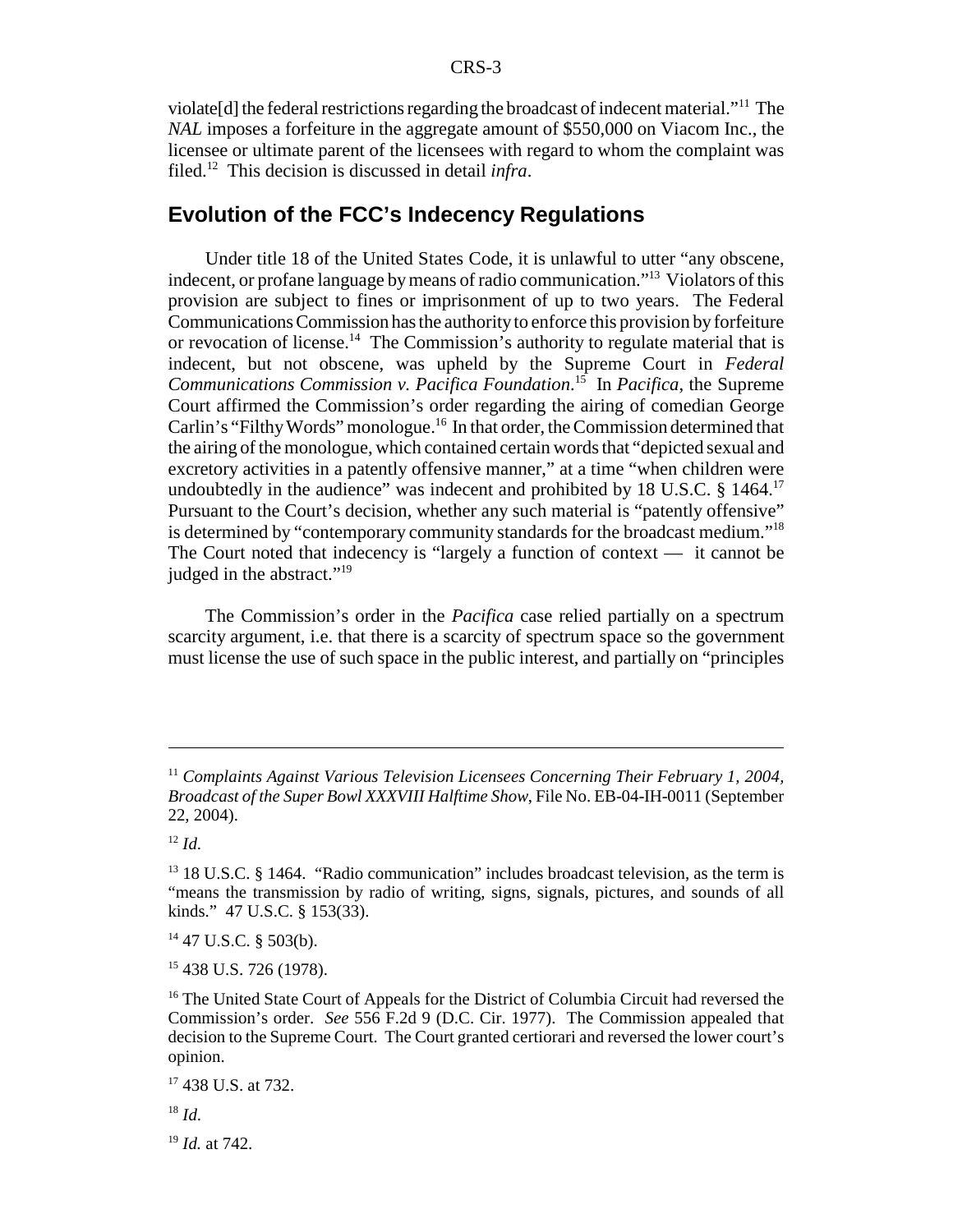violate[d] the federal restrictions regarding the broadcast of indecent material."[11] The *NAL* imposes a forfeiture in the aggregate amount of $550,000 on Viacom Inc., the licensee or ultimate parent of the licensees with regard to whom the complaint was filed.[12] This decision is discussed in detail *infra*.

## Evolution of the FCC's Indecency Regulations

Under title 18 of the United States Code, it is unlawful to utter "any obscene, indecent, or profane language by means of radio communication."[13] Violators of this provision are subject to fines or imprisonment of up to two years. The Federal Communications Commission has the authority to enforce this provision by forfeiture or revocation of license.[14] The Commission's authority to regulate material that is indecent, but not obscene, was upheld by the Supreme Court in *Federal Communications Commission v. Pacifica Foundation*.[15] In *Pacifica*, the Supreme Court affirmed the Commission's order regarding the airing of comedian George Carlin's "Filthy Words" monologue.[16] In that order, the Commission determined that the airing of the monologue, which contained certain words that "depicted sexual and excretory activities in a patently offensive manner," at a time "when children were undoubtedly in the audience" was indecent and prohibited by 18 U.S.C. § 1464.[17] Pursuant to the Court's decision, whether any such material is "patently offensive" is determined by "contemporary community standards for the broadcast medium."[18] The Court noted that indecency is "largely a function of context — it cannot be judged in the abstract."[19]

The Commission's order in the *Pacifica* case relied partially on a spectrum scarcity argument, i.e. that there is a scarcity of spectrum space so the government must license the use of such space in the public interest, and partially on "principles

---

[11] *Complaints Against Various Television Licensees Concerning Their February 1, 2004, Broadcast of the Super Bowl XXXVIII Halftime Show*, File No. EB-04-IH-0011 (September 22, 2004).

[12] *Id.*

[13] 18 U.S.C. § 1464. "Radio communication" includes broadcast television, as the term is "means the transmission by radio of writing, signs, signals, pictures, and sounds of all kinds." 47 U.S.C. § 153(33).

[14] 47 U.S.C. § 503(b).

[15] 438 U.S. 726 (1978).

[16] The United State Court of Appeals for the District of Columbia Circuit had reversed the Commission's order. *See* 556 F.2d 9 (D.C. Cir. 1977). The Commission appealed that decision to the Supreme Court. The Court granted certiorari and reversed the lower court's opinion.

[17] 438 U.S. at 732.

[18] *Id.*

[19] *Id.* at 742.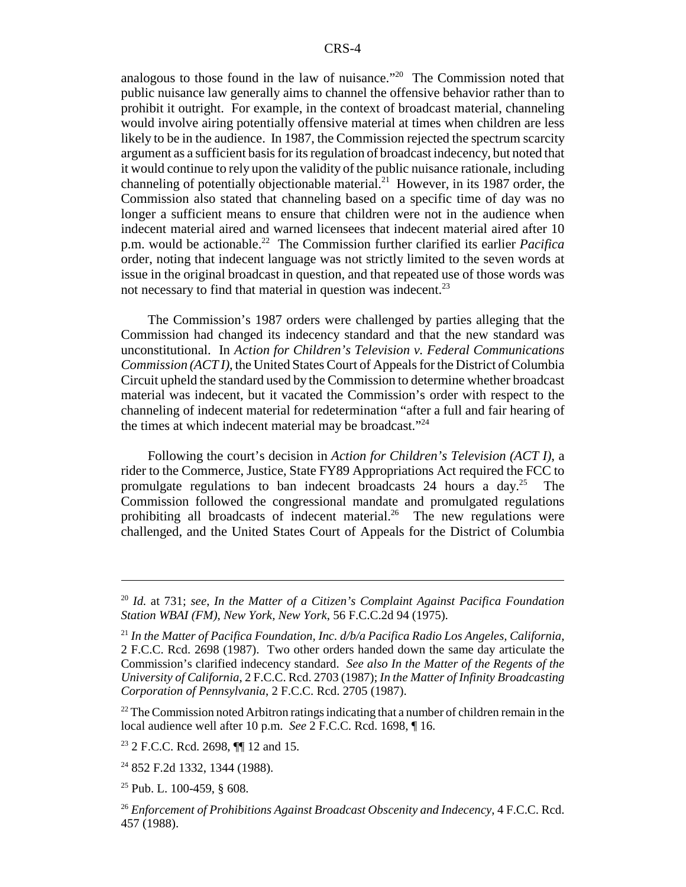analogous to those found in the law of nuisance."[20] The Commission noted that public nuisance law generally aims to channel the offensive behavior rather than to prohibit it outright. For example, in the context of broadcast material, channeling would involve airing potentially offensive material at times when children are less likely to be in the audience. In 1987, the Commission rejected the spectrum scarcity argument as a sufficient basis for its regulation of broadcast indecency, but noted that it would continue to rely upon the validity of the public nuisance rationale, including channeling of potentially objectionable material.[21] However, in its 1987 order, the Commission also stated that channeling based on a specific time of day was no longer a sufficient means to ensure that children were not in the audience when indecent material aired and warned licensees that indecent material aired after 10 p.m. would be actionable.[22] The Commission further clarified its earlier *Pacifica* order, noting that indecent language was not strictly limited to the seven words at issue in the original broadcast in question, and that repeated use of those words was not necessary to find that material in question was indecent.[23]

The Commission's 1987 orders were challenged by parties alleging that the Commission had changed its indecency standard and that the new standard was unconstitutional. In *Action for Children's Television v. Federal Communications Commission (ACT I)*, the United States Court of Appeals for the District of Columbia Circuit upheld the standard used by the Commission to determine whether broadcast material was indecent, but it vacated the Commission's order with respect to the channeling of indecent material for redetermination "after a full and fair hearing of the times at which indecent material may be broadcast."[24]

Following the court's decision in *Action for Children's Television (ACT I)*, a rider to the Commerce, Justice, State FY89 Appropriations Act required the FCC to promulgate regulations to ban indecent broadcasts 24 hours a day.[25] The Commission followed the congressional mandate and promulgated regulations prohibiting all broadcasts of indecent material.[26] The new regulations were challenged, and the United States Court of Appeals for the District of Columbia

---

[20] *Id.* at 731; *see, In the Matter of a Citizen's Complaint Against Pacifica Foundation Station WBAI (FM), New York, New York*, 56 F.C.C.2d 94 (1975).

[21] *In the Matter of Pacifica Foundation, Inc. d/b/a Pacifica Radio Los Angeles, California*, 2 F.C.C. Rcd. 2698 (1987). Two other orders handed down the same day articulate the Commission's clarified indecency standard. *See also In the Matter of the Regents of the University of California*, 2 F.C.C. Rcd. 2703 (1987); *In the Matter of Infinity Broadcasting Corporation of Pennsylvania*, 2 F.C.C. Rcd. 2705 (1987).

[22] The Commission noted Arbitron ratings indicating that a number of children remain in the local audience well after 10 p.m. *See* 2 F.C.C. Rcd. 1698, ¶ 16.

[23] 2 F.C.C. Rcd. 2698, ¶¶ 12 and 15.

[24] 852 F.2d 1332, 1344 (1988).

[25] Pub. L. 100-459, § 608.

[26] *Enforcement of Prohibitions Against Broadcast Obscenity and Indecency*, 4 F.C.C. Rcd. 457 (1988).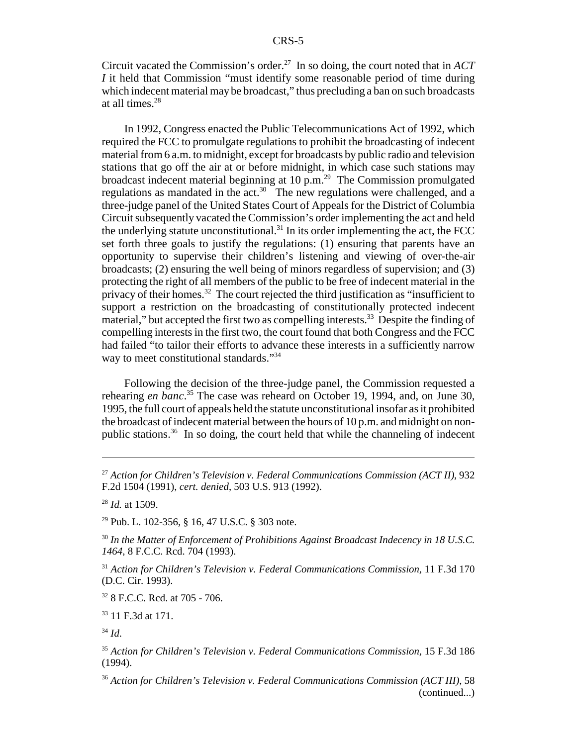Circuit vacated the Commission's order.[27] In so doing, the court noted that in *ACT I* it held that Commission "must identify some reasonable period of time during which indecent material may be broadcast," thus precluding a ban on such broadcasts at all times.[28]

In 1992, Congress enacted the Public Telecommunications Act of 1992, which required the FCC to promulgate regulations to prohibit the broadcasting of indecent material from 6 a.m. to midnight, except for broadcasts by public radio and television stations that go off the air at or before midnight, in which case such stations may broadcast indecent material beginning at 10 p.m.[29] The Commission promulgated regulations as mandated in the act.[30] The new regulations were challenged, and a three-judge panel of the United States Court of Appeals for the District of Columbia Circuit subsequently vacated the Commission's order implementing the act and held the underlying statute unconstitutional.[31] In its order implementing the act, the FCC set forth three goals to justify the regulations: (1) ensuring that parents have an opportunity to supervise their children's listening and viewing of over-the-air broadcasts; (2) ensuring the well being of minors regardless of supervision; and (3) protecting the right of all members of the public to be free of indecent material in the privacy of their homes.[32] The court rejected the third justification as "insufficient to support a restriction on the broadcasting of constitutionally protected indecent material," but accepted the first two as compelling interests.[33] Despite the finding of compelling interests in the first two, the court found that both Congress and the FCC had failed "to tailor their efforts to advance these interests in a sufficiently narrow way to meet constitutional standards."[34]

Following the decision of the three-judge panel, the Commission requested a rehearing *en banc*.[35] The case was reheard on October 19, 1994, and, on June 30, 1995, the full court of appeals held the statute unconstitutional insofar as it prohibited the broadcast of indecent material between the hours of 10 p.m. and midnight on non-public stations.[36] In so doing, the court held that while the channeling of indecent

---

[27] *Action for Children's Television v. Federal Communications Commission (ACT II)*, 932 F.2d 1504 (1991), *cert. denied*, 503 U.S. 913 (1992).

[28] *Id.* at 1509.

[29] Pub. L. 102-356, § 16, 47 U.S.C. § 303 note.

[30] *In the Matter of Enforcement of Prohibitions Against Broadcast Indecency in 18 U.S.C. 1464*, 8 F.C.C. Rcd. 704 (1993).

[31] *Action for Children's Television v. Federal Communications Commission*, 11 F.3d 170 (D.C. Cir. 1993).

[32] 8 F.C.C. Rcd. at 705 - 706.

[33] 11 F.3d at 171.

[34] *Id.*

[35] *Action for Children's Television v. Federal Communications Commission*, 15 F.3d 186 (1994).

[36] *Action for Children's Television v. Federal Communications Commission (ACT III)*, 58 (continued...)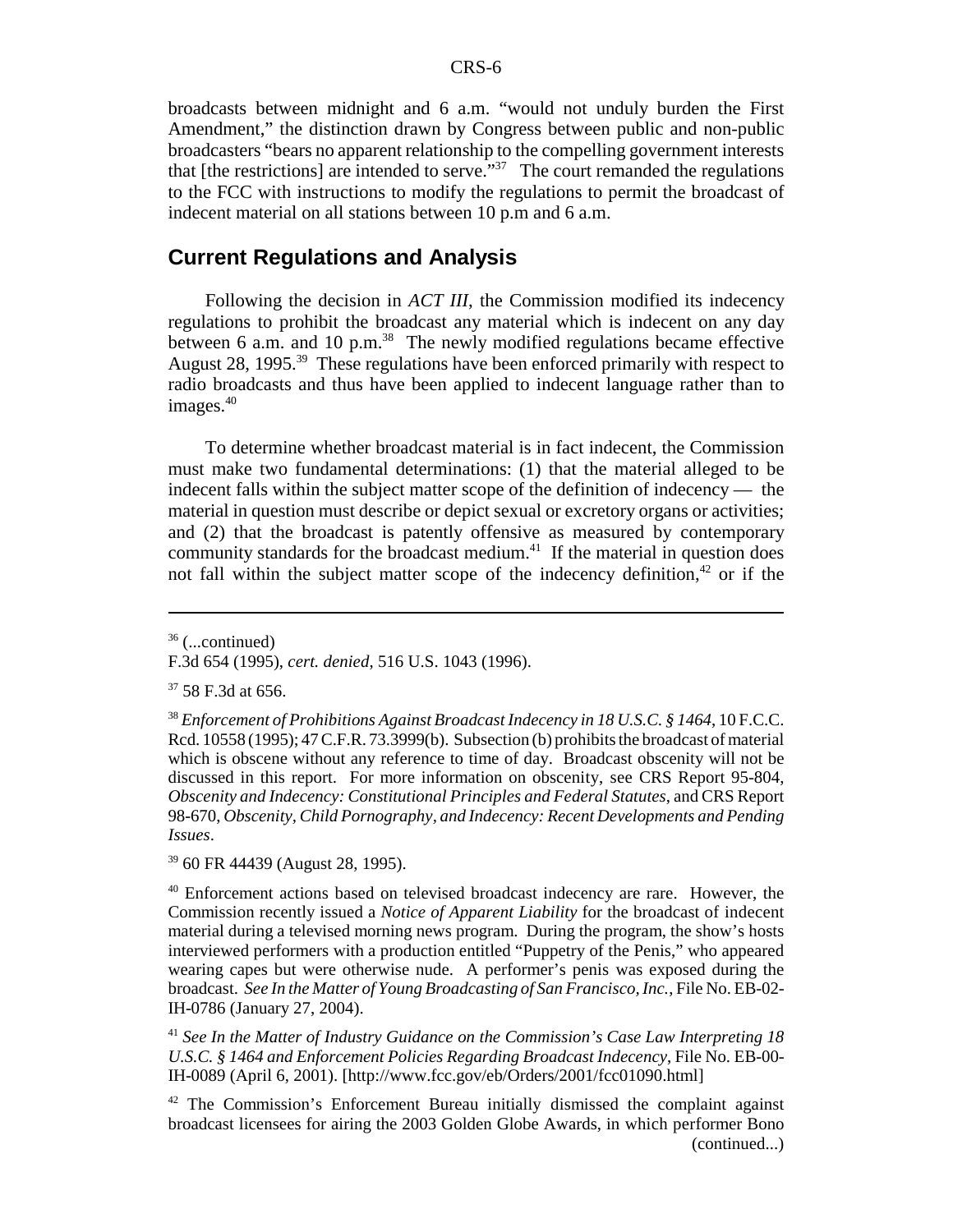broadcasts between midnight and 6 a.m. "would not unduly burden the First Amendment," the distinction drawn by Congress between public and non-public broadcasters "bears no apparent relationship to the compelling government interests that [the restrictions] are intended to serve."[37] The court remanded the regulations to the FCC with instructions to modify the regulations to permit the broadcast of indecent material on all stations between 10 p.m and 6 a.m.

## Current Regulations and Analysis

Following the decision in *ACT III*, the Commission modified its indecency regulations to prohibit the broadcast any material which is indecent on any day between 6 a.m. and 10 p.m.[38] The newly modified regulations became effective August 28, 1995.[39] These regulations have been enforced primarily with respect to radio broadcasts and thus have been applied to indecent language rather than to images.[40]

To determine whether broadcast material is in fact indecent, the Commission must make two fundamental determinations: (1) that the material alleged to be indecent falls within the subject matter scope of the definition of indecency — the material in question must describe or depict sexual or excretory organs or activities; and (2) that the broadcast is patently offensive as measured by contemporary community standards for the broadcast medium.[41] If the material in question does not fall within the subject matter scope of the indecency definition,[42] or if the

---

[36] (...continued)
F.3d 654 (1995), *cert. denied*, 516 U.S. 1043 (1996).

[37] 58 F.3d at 656.

[38] *Enforcement of Prohibitions Against Broadcast Indecency in 18 U.S.C. § 1464*, 10 F.C.C. Rcd. 10558 (1995); 47 C.F.R. 73.3999(b). Subsection (b) prohibits the broadcast of material which is obscene without any reference to time of day. Broadcast obscenity will not be discussed in this report. For more information on obscenity, see CRS Report 95-804, *Obscenity and Indecency: Constitutional Principles and Federal Statutes*, and CRS Report 98-670, *Obscenity, Child Pornography, and Indecency: Recent Developments and Pending Issues*.

[39] 60 FR 44439 (August 28, 1995).

[40] Enforcement actions based on televised broadcast indecency are rare. However, the Commission recently issued a *Notice of Apparent Liability* for the broadcast of indecent material during a televised morning news program. During the program, the show's hosts interviewed performers with a production entitled "Puppetry of the Penis," who appeared wearing capes but were otherwise nude. A performer's penis was exposed during the broadcast. *See In the Matter of Young Broadcasting of San Francisco, Inc.*, File No. EB-02-IH-0786 (January 27, 2004).

[41] *See In the Matter of Industry Guidance on the Commission's Case Law Interpreting 18 U.S.C. § 1464 and Enforcement Policies Regarding Broadcast Indecency*, File No. EB-00-IH-0089 (April 6, 2001). [http://www.fcc.gov/eb/Orders/2001/fcc01090.html]

[42] The Commission's Enforcement Bureau initially dismissed the complaint against broadcast licensees for airing the 2003 Golden Globe Awards, in which performer Bono (continued...)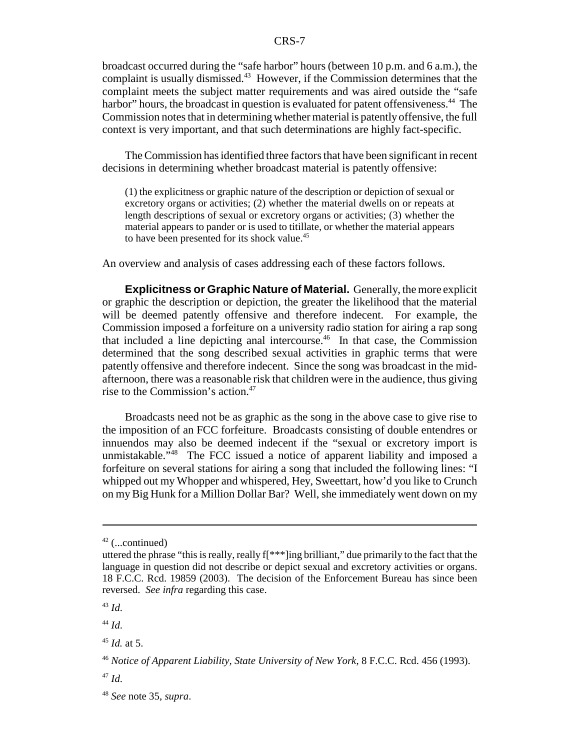broadcast occurred during the "safe harbor" hours (between 10 p.m. and 6 a.m.), the complaint is usually dismissed.[43] However, if the Commission determines that the complaint meets the subject matter requirements and was aired outside the "safe harbor" hours, the broadcast in question is evaluated for patent offensiveness.[44] The Commission notes that in determining whether material is patently offensive, the full context is very important, and that such determinations are highly fact-specific.

The Commission has identified three factors that have been significant in recent decisions in determining whether broadcast material is patently offensive:

> (1) the explicitness or graphic nature of the description or depiction of sexual or excretory organs or activities; (2) whether the material dwells on or repeats at length descriptions of sexual or excretory organs or activities; (3) whether the material appears to pander or is used to titillate, or whether the material appears to have been presented for its shock value.[45]

An overview and analysis of cases addressing each of these factors follows.

**Explicitness or Graphic Nature of Material.** Generally, the more explicit or graphic the description or depiction, the greater the likelihood that the material will be deemed patently offensive and therefore indecent. For example, the Commission imposed a forfeiture on a university radio station for airing a rap song that included a line depicting anal intercourse.[46] In that case, the Commission determined that the song described sexual activities in graphic terms that were patently offensive and therefore indecent. Since the song was broadcast in the mid-afternoon, there was a reasonable risk that children were in the audience, thus giving rise to the Commission's action.[47]

Broadcasts need not be as graphic as the song in the above case to give rise to the imposition of an FCC forfeiture. Broadcasts consisting of double entendres or innuendos may also be deemed indecent if the "sexual or excretory import is unmistakable."[48] The FCC issued a notice of apparent liability and imposed a forfeiture on several stations for airing a song that included the following lines: "I whipped out my Whopper and whispered, Hey, Sweettart, how'd you like to Crunch on my Big Hunk for a Million Dollar Bar? Well, she immediately went down on my

---

[42] (...continued)
uttered the phrase "this is really, really f[***]ing brilliant," due primarily to the fact that the language in question did not describe or depict sexual and excretory activities or organs. 18 F.C.C. Rcd. 19859 (2003). The decision of the Enforcement Bureau has since been reversed. *See infra* regarding this case.

[43] *Id.*

[44] *Id.*

[45] *Id.* at 5.

[46] *Notice of Apparent Liability, State University of New York*, 8 F.C.C. Rcd. 456 (1993).

[47] *Id.*

[48] *See* note 35, *supra*.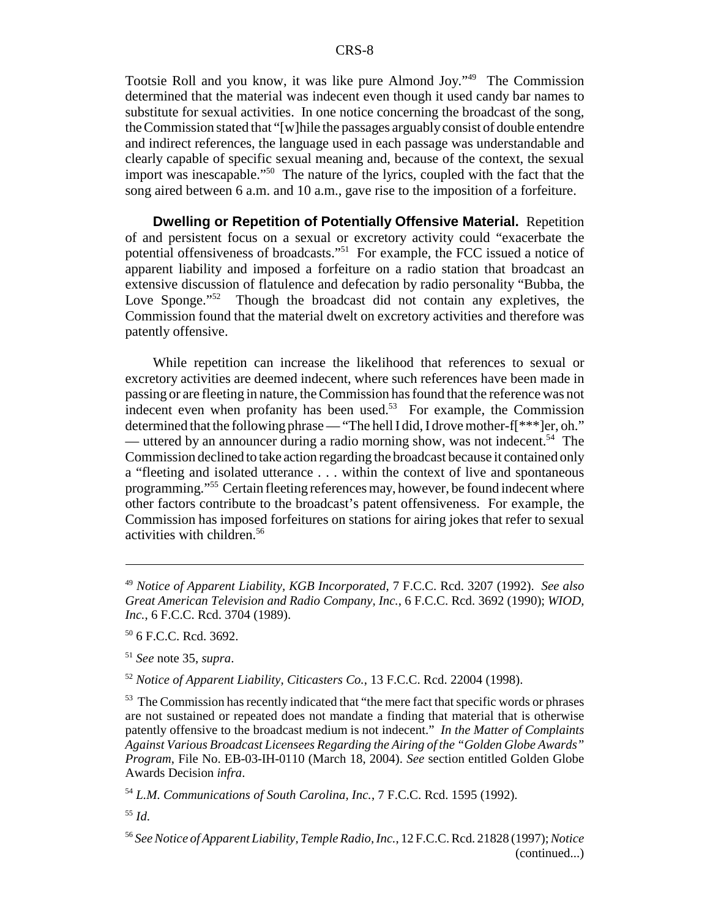Tootsie Roll and you know, it was like pure Almond Joy."[49] The Commission determined that the material was indecent even though it used candy bar names to substitute for sexual activities. In one notice concerning the broadcast of the song, the Commission stated that "[w]hile the passages arguably consist of double entendre and indirect references, the language used in each passage was understandable and clearly capable of specific sexual meaning and, because of the context, the sexual import was inescapable."[50] The nature of the lyrics, coupled with the fact that the song aired between 6 a.m. and 10 a.m., gave rise to the imposition of a forfeiture.

**Dwelling or Repetition of Potentially Offensive Material.** Repetition of and persistent focus on a sexual or excretory activity could "exacerbate the potential offensiveness of broadcasts."[51] For example, the FCC issued a notice of apparent liability and imposed a forfeiture on a radio station that broadcast an extensive discussion of flatulence and defecation by radio personality "Bubba, the Love Sponge."[52] Though the broadcast did not contain any expletives, the Commission found that the material dwelt on excretory activities and therefore was patently offensive.

While repetition can increase the likelihood that references to sexual or excretory activities are deemed indecent, where such references have been made in passing or are fleeting in nature, the Commission has found that the reference was not indecent even when profanity has been used.[53] For example, the Commission determined that the following phrase — "The hell I did, I drove mother-f[***]er, oh." — uttered by an announcer during a radio morning show, was not indecent.[54] The Commission declined to take action regarding the broadcast because it contained only a "fleeting and isolated utterance . . . within the context of live and spontaneous programming."[55] Certain fleeting references may, however, be found indecent where other factors contribute to the broadcast's patent offensiveness. For example, the Commission has imposed forfeitures on stations for airing jokes that refer to sexual activities with children.[56]

---

[49] *Notice of Apparent Liability, KGB Incorporated*, 7 F.C.C. Rcd. 3207 (1992). *See also Great American Television and Radio Company, Inc.*, 6 F.C.C. Rcd. 3692 (1990); *WIOD, Inc.*, 6 F.C.C. Rcd. 3704 (1989).

[50] 6 F.C.C. Rcd. 3692.

[51] *See* note 35, *supra*.

[52] *Notice of Apparent Liability, Citicasters Co.*, 13 F.C.C. Rcd. 22004 (1998).

[53] The Commission has recently indicated that "the mere fact that specific words or phrases are not sustained or repeated does not mandate a finding that material that is otherwise patently offensive to the broadcast medium is not indecent." *In the Matter of Complaints Against Various Broadcast Licensees Regarding the Airing of the "Golden Globe Awards" Program*, File No. EB-03-IH-0110 (March 18, 2004). *See* section entitled Golden Globe Awards Decision *infra*.

[54] *L.M. Communications of South Carolina, Inc.*, 7 F.C.C. Rcd. 1595 (1992).

[55] *Id.*

[56] *See Notice of Apparent Liability, Temple Radio, Inc.*, 12 F.C.C. Rcd. 21828 (1997); *Notice* (continued...)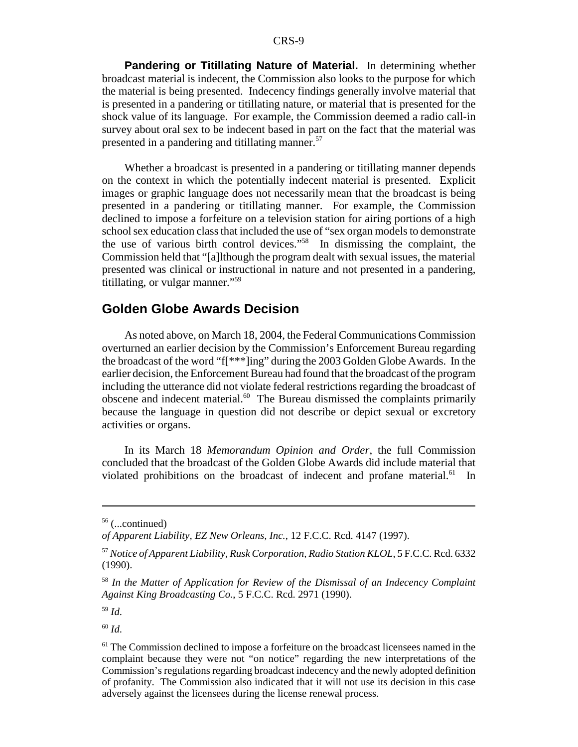**Pandering or Titillating Nature of Material.** In determining whether broadcast material is indecent, the Commission also looks to the purpose for which the material is being presented. Indecency findings generally involve material that is presented in a pandering or titillating nature, or material that is presented for the shock value of its language. For example, the Commission deemed a radio call-in survey about oral sex to be indecent based in part on the fact that the material was presented in a pandering and titillating manner.[57]

Whether a broadcast is presented in a pandering or titillating manner depends on the context in which the potentially indecent material is presented. Explicit images or graphic language does not necessarily mean that the broadcast is being presented in a pandering or titillating manner. For example, the Commission declined to impose a forfeiture on a television station for airing portions of a high school sex education class that included the use of "sex organ models to demonstrate the use of various birth control devices."[58] In dismissing the complaint, the Commission held that "[a]lthough the program dealt with sexual issues, the material presented was clinical or instructional in nature and not presented in a pandering, titillating, or vulgar manner."[59]

## Golden Globe Awards Decision

As noted above, on March 18, 2004, the Federal Communications Commission overturned an earlier decision by the Commission's Enforcement Bureau regarding the broadcast of the word "f[***]ing" during the 2003 Golden Globe Awards. In the earlier decision, the Enforcement Bureau had found that the broadcast of the program including the utterance did not violate federal restrictions regarding the broadcast of obscene and indecent material.[60] The Bureau dismissed the complaints primarily because the language in question did not describe or depict sexual or excretory activities or organs.

In its March 18 *Memorandum Opinion and Order*, the full Commission concluded that the broadcast of the Golden Globe Awards did include material that violated prohibitions on the broadcast of indecent and profane material.[61] In

---

[56] (...continued) *of Apparent Liability, EZ New Orleans, Inc.*, 12 F.C.C. Rcd. 4147 (1997).

[57] *Notice of Apparent Liability, Rusk Corporation, Radio Station KLOL*, 5 F.C.C. Rcd. 6332 (1990).

[58] *In the Matter of Application for Review of the Dismissal of an Indecency Complaint Against King Broadcasting Co.*, 5 F.C.C. Rcd. 2971 (1990).

[59] *Id.*

[60] *Id.*

[61] The Commission declined to impose a forfeiture on the broadcast licensees named in the complaint because they were not "on notice" regarding the new interpretations of the Commission's regulations regarding broadcast indecency and the newly adopted definition of profanity. The Commission also indicated that it will not use its decision in this case adversely against the licensees during the license renewal process.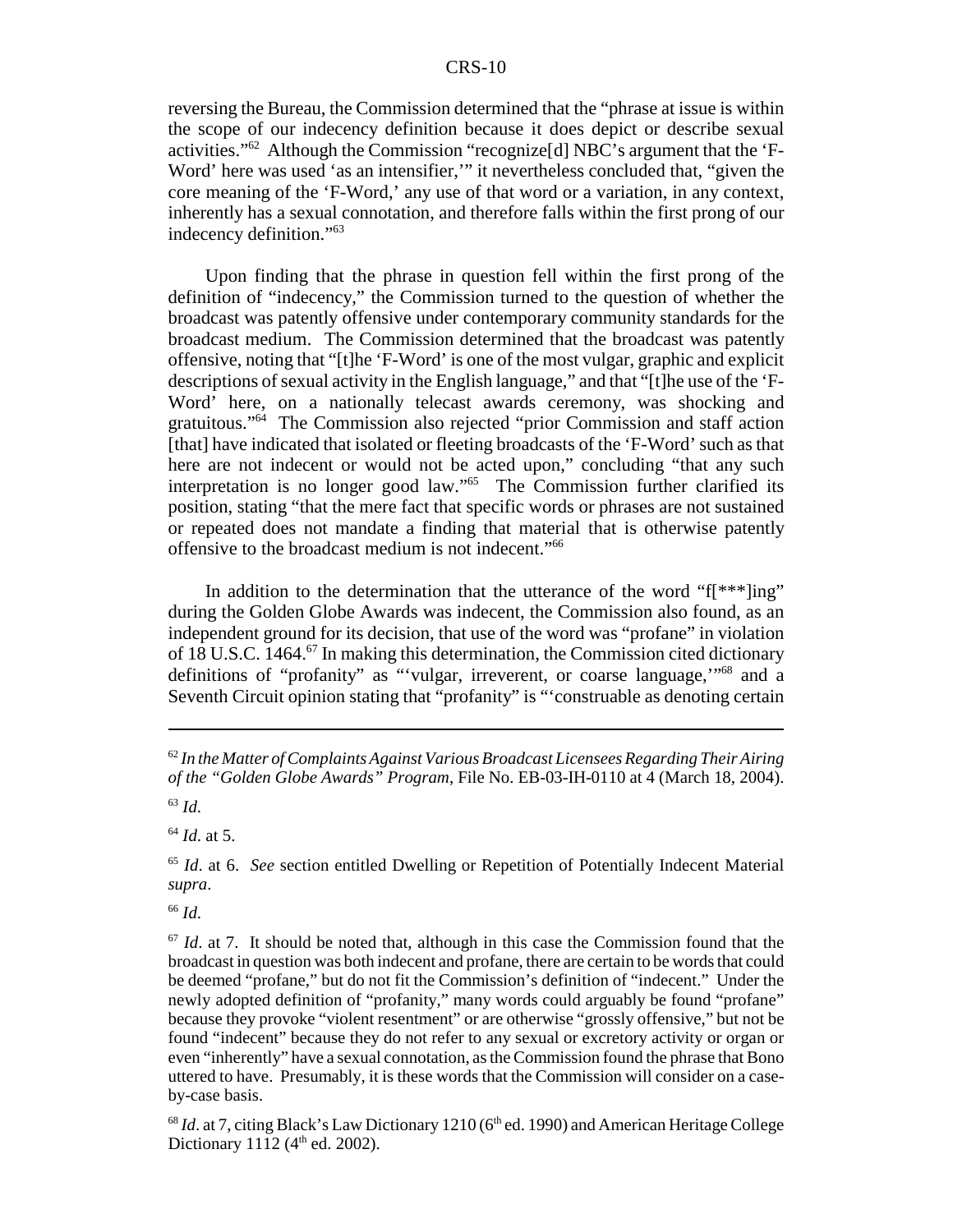reversing the Bureau, the Commission determined that the "phrase at issue is within the scope of our indecency definition because it does depict or describe sexual activities."[62] Although the Commission "recognize[d] NBC's argument that the 'F-Word' here was used 'as an intensifier,'" it nevertheless concluded that, "given the core meaning of the 'F-Word,' any use of that word or a variation, in any context, inherently has a sexual connotation, and therefore falls within the first prong of our indecency definition."[63]

Upon finding that the phrase in question fell within the first prong of the definition of "indecency," the Commission turned to the question of whether the broadcast was patently offensive under contemporary community standards for the broadcast medium. The Commission determined that the broadcast was patently offensive, noting that "[t]he 'F-Word' is one of the most vulgar, graphic and explicit descriptions of sexual activity in the English language," and that "[t]he use of the 'F-Word' here, on a nationally telecast awards ceremony, was shocking and gratuitous."[64] The Commission also rejected "prior Commission and staff action [that] have indicated that isolated or fleeting broadcasts of the 'F-Word' such as that here are not indecent or would not be acted upon," concluding "that any such interpretation is no longer good law."[65] The Commission further clarified its position, stating "that the mere fact that specific words or phrases are not sustained or repeated does not mandate a finding that material that is otherwise patently offensive to the broadcast medium is not indecent."[66]

In addition to the determination that the utterance of the word "f[***]ing" during the Golden Globe Awards was indecent, the Commission also found, as an independent ground for its decision, that use of the word was "profane" in violation of 18 U.S.C. 1464.[67] In making this determination, the Commission cited dictionary definitions of "profanity" as "'vulgar, irreverent, or coarse language,'"[68] and a Seventh Circuit opinion stating that "profanity" is "'construable as denoting certain

---

[62] *In the Matter of Complaints Against Various Broadcast Licensees Regarding Their Airing of the "Golden Globe Awards" Program*, File No. EB-03-IH-0110 at 4 (March 18, 2004).

[63] *Id.*

[64] *Id.* at 5.

[65] *Id*. at 6. *See* section entitled Dwelling or Repetition of Potentially Indecent Material *supra*.

[66] *Id.*

[67] *Id*. at 7. It should be noted that, although in this case the Commission found that the broadcast in question was both indecent and profane, there are certain to be words that could be deemed "profane," but do not fit the Commission's definition of "indecent." Under the newly adopted definition of "profanity," many words could arguably be found "profane" because they provoke "violent resentment" or are otherwise "grossly offensive," but not be found "indecent" because they do not refer to any sexual or excretory activity or organ or even "inherently" have a sexual connotation, as the Commission found the phrase that Bono uttered to have. Presumably, it is these words that the Commission will consider on a case-by-case basis.

[68] *Id*. at 7, citing Black's Law Dictionary 1210 (6th ed. 1990) and American Heritage College Dictionary 1112 (4th ed. 2002).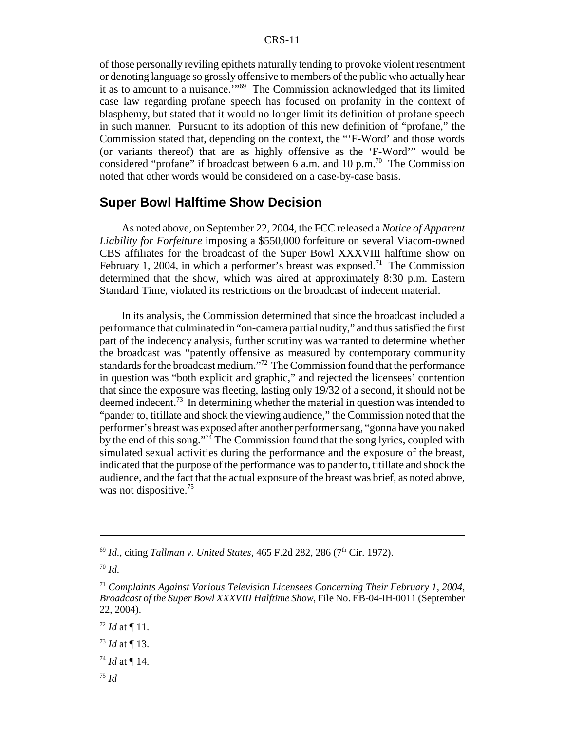of those personally reviling epithets naturally tending to provoke violent resentment or denoting language so grossly offensive to members of the public who actually hear it as to amount to a nuisance.'"[69] The Commission acknowledged that its limited case law regarding profane speech has focused on profanity in the context of blasphemy, but stated that it would no longer limit its definition of profane speech in such manner. Pursuant to its adoption of this new definition of "profane," the Commission stated that, depending on the context, the "'F-Word' and those words (or variants thereof) that are as highly offensive as the 'F-Word'" would be considered "profane" if broadcast between 6 a.m. and 10 p.m.[70] The Commission noted that other words would be considered on a case-by-case basis.

## Super Bowl Halftime Show Decision

As noted above, on September 22, 2004, the FCC released a *Notice of Apparent Liability for Forfeiture* imposing a $550,000 forfeiture on several Viacom-owned CBS affiliates for the broadcast of the Super Bowl XXXVIII halftime show on February 1, 2004, in which a performer's breast was exposed.[71] The Commission determined that the show, which was aired at approximately 8:30 p.m. Eastern Standard Time, violated its restrictions on the broadcast of indecent material.

In its analysis, the Commission determined that since the broadcast included a performance that culminated in "on-camera partial nudity," and thus satisfied the first part of the indecency analysis, further scrutiny was warranted to determine whether the broadcast was "patently offensive as measured by contemporary community standards for the broadcast medium."[72] The Commission found that the performance in question was "both explicit and graphic," and rejected the licensees' contention that since the exposure was fleeting, lasting only 19/32 of a second, it should not be deemed indecent.[73] In determining whether the material in question was intended to "pander to, titillate and shock the viewing audience," the Commission noted that the performer's breast was exposed after another performer sang, "gonna have you naked by the end of this song."[74] The Commission found that the song lyrics, coupled with simulated sexual activities during the performance and the exposure of the breast, indicated that the purpose of the performance was to pander to, titillate and shock the audience, and the fact that the actual exposure of the breast was brief, as noted above, was not dispositive.[75]

---

[69] *Id.*, citing *Tallman v. United States*, 465 F.2d 282, 286 (7th Cir. 1972).

[70] *Id.*

[71] *Complaints Against Various Television Licensees Concerning Their February 1, 2004, Broadcast of the Super Bowl XXXVIII Halftime Show*, File No. EB-04-IH-0011 (September 22, 2004).

[72] *Id* at ¶ 11.

[73] *Id* at ¶ 13.

[74] *Id* at ¶ 14.

[75] *Id*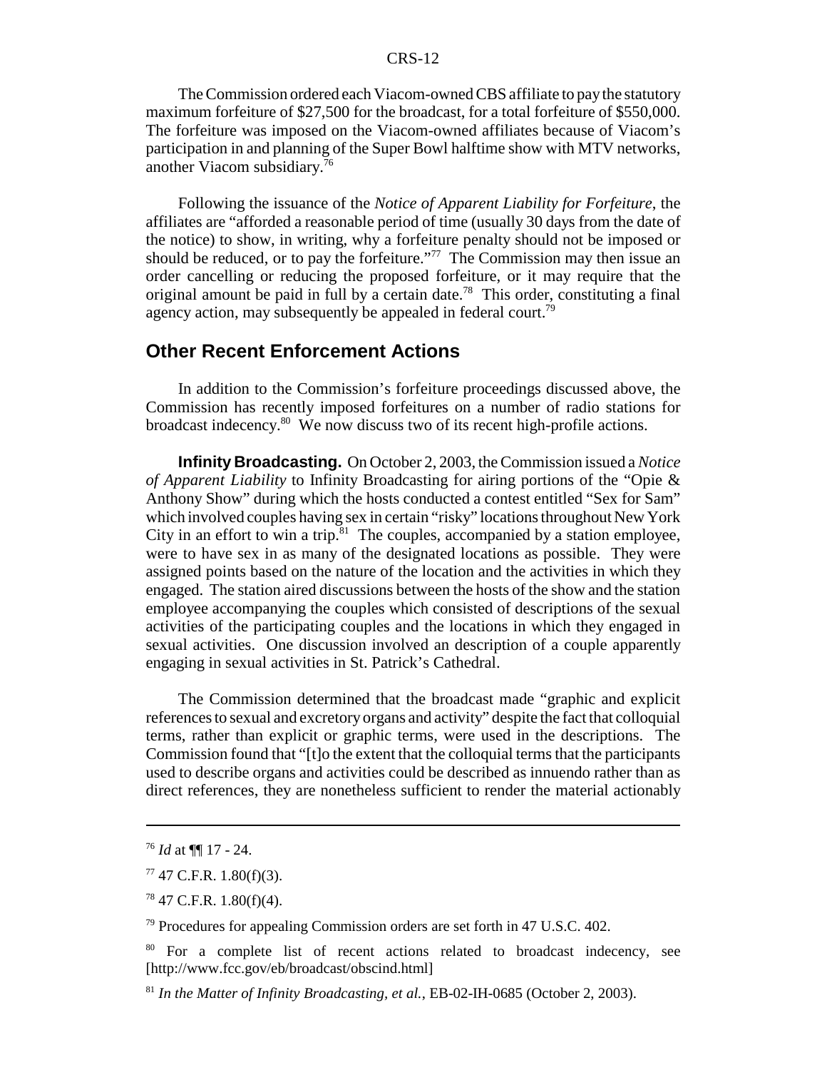The Commission ordered each Viacom-owned CBS affiliate to pay the statutory maximum forfeiture of $27,500 for the broadcast, for a total forfeiture of $550,000. The forfeiture was imposed on the Viacom-owned affiliates because of Viacom's participation in and planning of the Super Bowl halftime show with MTV networks, another Viacom subsidiary.[76]

Following the issuance of the *Notice of Apparent Liability for Forfeiture*, the affiliates are "afforded a reasonable period of time (usually 30 days from the date of the notice) to show, in writing, why a forfeiture penalty should not be imposed or should be reduced, or to pay the forfeiture."[77] The Commission may then issue an order cancelling or reducing the proposed forfeiture, or it may require that the original amount be paid in full by a certain date.[78] This order, constituting a final agency action, may subsequently be appealed in federal court.[79]

## Other Recent Enforcement Actions

In addition to the Commission's forfeiture proceedings discussed above, the Commission has recently imposed forfeitures on a number of radio stations for broadcast indecency.[80] We now discuss two of its recent high-profile actions.

**Infinity Broadcasting.** On October 2, 2003, the Commission issued a *Notice of Apparent Liability* to Infinity Broadcasting for airing portions of the "Opie & Anthony Show" during which the hosts conducted a contest entitled "Sex for Sam" which involved couples having sex in certain "risky" locations throughout New York City in an effort to win a trip.[81] The couples, accompanied by a station employee, were to have sex in as many of the designated locations as possible. They were assigned points based on the nature of the location and the activities in which they engaged. The station aired discussions between the hosts of the show and the station employee accompanying the couples which consisted of descriptions of the sexual activities of the participating couples and the locations in which they engaged in sexual activities. One discussion involved an description of a couple apparently engaging in sexual activities in St. Patrick's Cathedral.

The Commission determined that the broadcast made "graphic and explicit references to sexual and excretory organs and activity" despite the fact that colloquial terms, rather than explicit or graphic terms, were used in the descriptions. The Commission found that "[t]o the extent that the colloquial terms that the participants used to describe organs and activities could be described as innuendo rather than as direct references, they are nonetheless sufficient to render the material actionably

---

[76] *Id* at ¶¶ 17 - 24.

[77] 47 C.F.R. 1.80(f)(3).

[78] 47 C.F.R. 1.80(f)(4).

[79] Procedures for appealing Commission orders are set forth in 47 U.S.C. 402.

[80] For a complete list of recent actions related to broadcast indecency, see [http://www.fcc.gov/eb/broadcast/obscind.html]

[81] *In the Matter of Infinity Broadcasting, et al.*, EB-02-IH-0685 (October 2, 2003).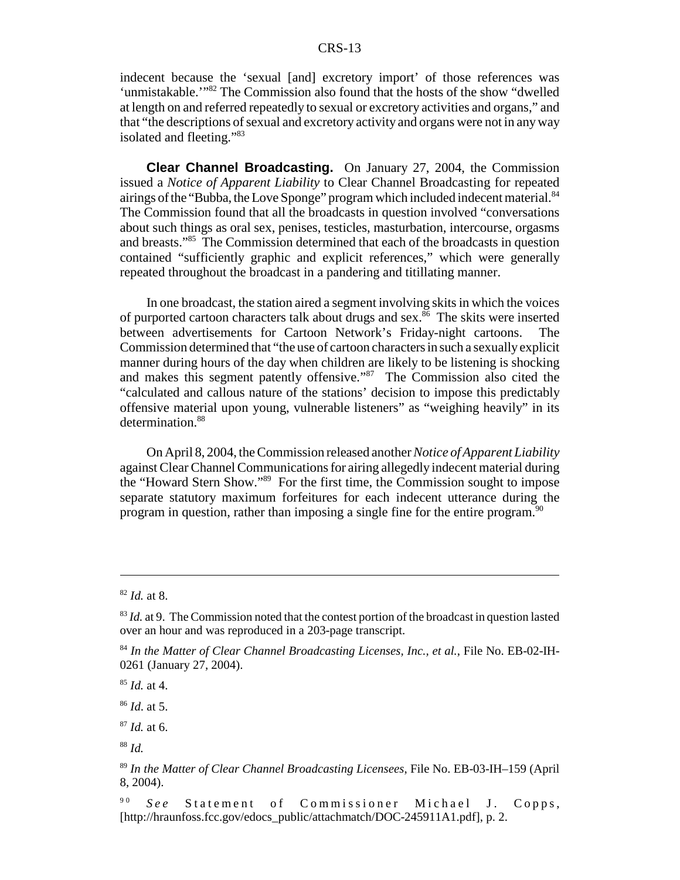indecent because the 'sexual [and] excretory import' of those references was 'unmistakable.'"[82] The Commission also found that the hosts of the show "dwelled at length on and referred repeatedly to sexual or excretory activities and organs," and that "the descriptions of sexual and excretory activity and organs were not in any way isolated and fleeting."[83]

**Clear Channel Broadcasting.** On January 27, 2004, the Commission issued a *Notice of Apparent Liability* to Clear Channel Broadcasting for repeated airings of the "Bubba, the Love Sponge" program which included indecent material.[84] The Commission found that all the broadcasts in question involved "conversations about such things as oral sex, penises, testicles, masturbation, intercourse, orgasms and breasts."[85] The Commission determined that each of the broadcasts in question contained "sufficiently graphic and explicit references," which were generally repeated throughout the broadcast in a pandering and titillating manner.

In one broadcast, the station aired a segment involving skits in which the voices of purported cartoon characters talk about drugs and sex.[86] The skits were inserted between advertisements for Cartoon Network's Friday-night cartoons. The Commission determined that "the use of cartoon characters in such a sexually explicit manner during hours of the day when children are likely to be listening is shocking and makes this segment patently offensive."[87] The Commission also cited the "calculated and callous nature of the stations' decision to impose this predictably offensive material upon young, vulnerable listeners" as "weighing heavily" in its determination.[88]

On April 8, 2004, the Commission released another *Notice of Apparent Liability* against Clear Channel Communications for airing allegedly indecent material during the "Howard Stern Show."[89] For the first time, the Commission sought to impose separate statutory maximum forfeitures for each indecent utterance during the program in question, rather than imposing a single fine for the entire program.[90]

---

[82] *Id.* at 8.

[83] *Id.* at 9. The Commission noted that the contest portion of the broadcast in question lasted over an hour and was reproduced in a 203-page transcript.

[84] *In the Matter of Clear Channel Broadcasting Licenses, Inc., et al.*, File No. EB-02-IH-0261 (January 27, 2004).

[85] *Id.* at 4.

[86] *Id.* at 5.

[87] *Id.* at 6.

[88] *Id.*

[89] *In the Matter of Clear Channel Broadcasting Licensees*, File No. EB-03-IH–159 (April 8, 2004).

[90] *See* Statement of Commissioner Michael J. Copps, [http://hraunfoss.fcc.gov/edocs_public/attachmatch/DOC-245911A1.pdf], p. 2.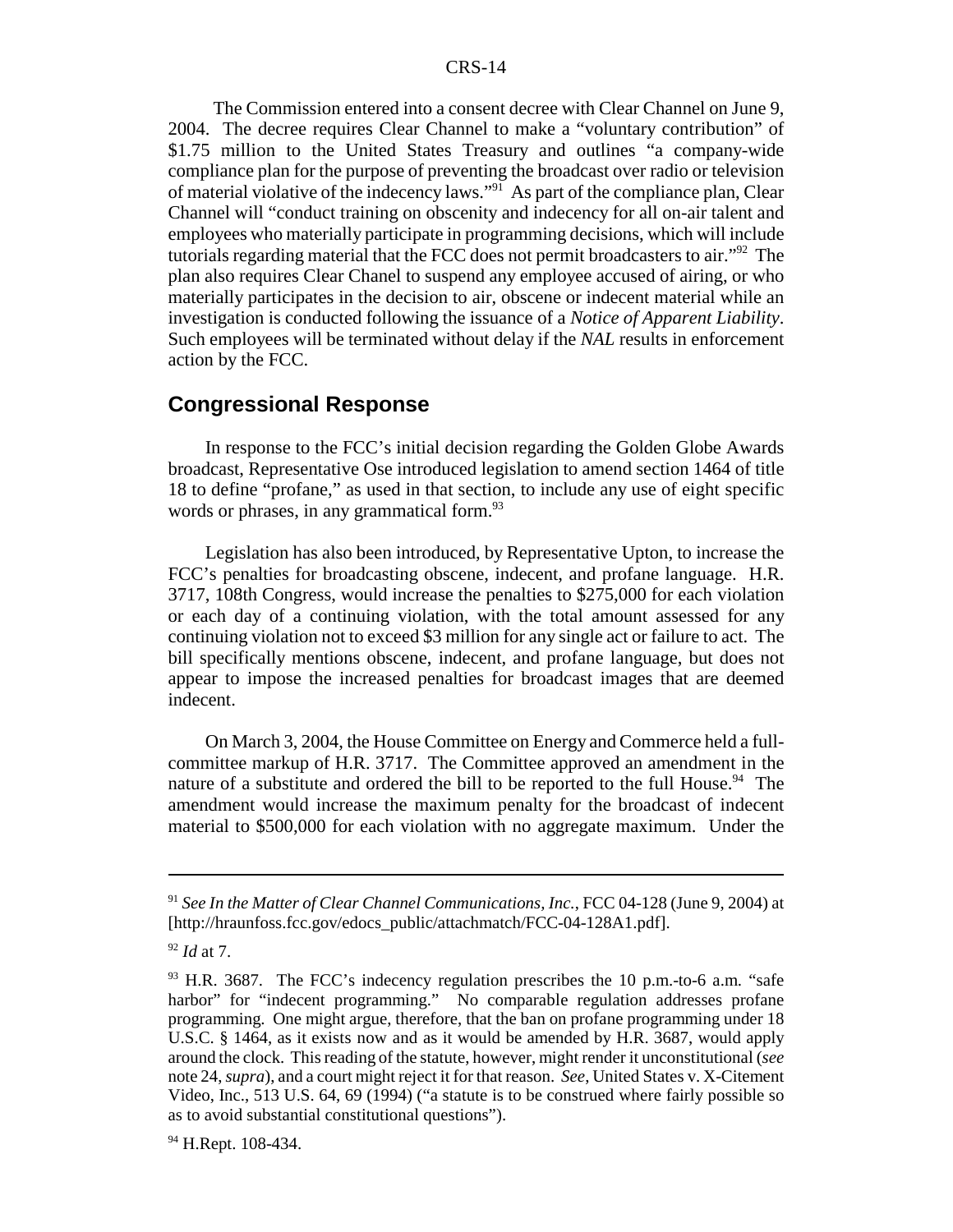The Commission entered into a consent decree with Clear Channel on June 9, 2004. The decree requires Clear Channel to make a "voluntary contribution" of $1.75 million to the United States Treasury and outlines "a company-wide compliance plan for the purpose of preventing the broadcast over radio or television of material violative of the indecency laws."[91] As part of the compliance plan, Clear Channel will "conduct training on obscenity and indecency for all on-air talent and employees who materially participate in programming decisions, which will include tutorials regarding material that the FCC does not permit broadcasters to air."[92] The plan also requires Clear Chanel to suspend any employee accused of airing, or who materially participates in the decision to air, obscene or indecent material while an investigation is conducted following the issuance of a *Notice of Apparent Liability*. Such employees will be terminated without delay if the *NAL* results in enforcement action by the FCC.

## Congressional Response

In response to the FCC's initial decision regarding the Golden Globe Awards broadcast, Representative Ose introduced legislation to amend section 1464 of title 18 to define "profane," as used in that section, to include any use of eight specific words or phrases, in any grammatical form.[93]

Legislation has also been introduced, by Representative Upton, to increase the FCC's penalties for broadcasting obscene, indecent, and profane language. H.R. 3717, 108th Congress, would increase the penalties to $275,000 for each violation or each day of a continuing violation, with the total amount assessed for any continuing violation not to exceed $3 million for any single act or failure to act. The bill specifically mentions obscene, indecent, and profane language, but does not appear to impose the increased penalties for broadcast images that are deemed indecent.

On March 3, 2004, the House Committee on Energy and Commerce held a full-committee markup of H.R. 3717. The Committee approved an amendment in the nature of a substitute and ordered the bill to be reported to the full House.[94] The amendment would increase the maximum penalty for the broadcast of indecent material to $500,000 for each violation with no aggregate maximum. Under the

---

[91] *See In the Matter of Clear Channel Communications, Inc.*, FCC 04-128 (June 9, 2004) at [http://hraunfoss.fcc.gov/edocs_public/attachmatch/FCC-04-128A1.pdf].

[92] *Id* at 7.

[93] H.R. 3687. The FCC's indecency regulation prescribes the 10 p.m.-to-6 a.m. "safe harbor" for "indecent programming." No comparable regulation addresses profane programming. One might argue, therefore, that the ban on profane programming under 18 U.S.C. § 1464, as it exists now and as it would be amended by H.R. 3687, would apply around the clock. This reading of the statute, however, might render it unconstitutional (*see* note 24, *supra*), and a court might reject it for that reason. *See*, United States v. X-Citement Video, Inc., 513 U.S. 64, 69 (1994) ("a statute is to be construed where fairly possible so as to avoid substantial constitutional questions").

[94] H.Rept. 108-434.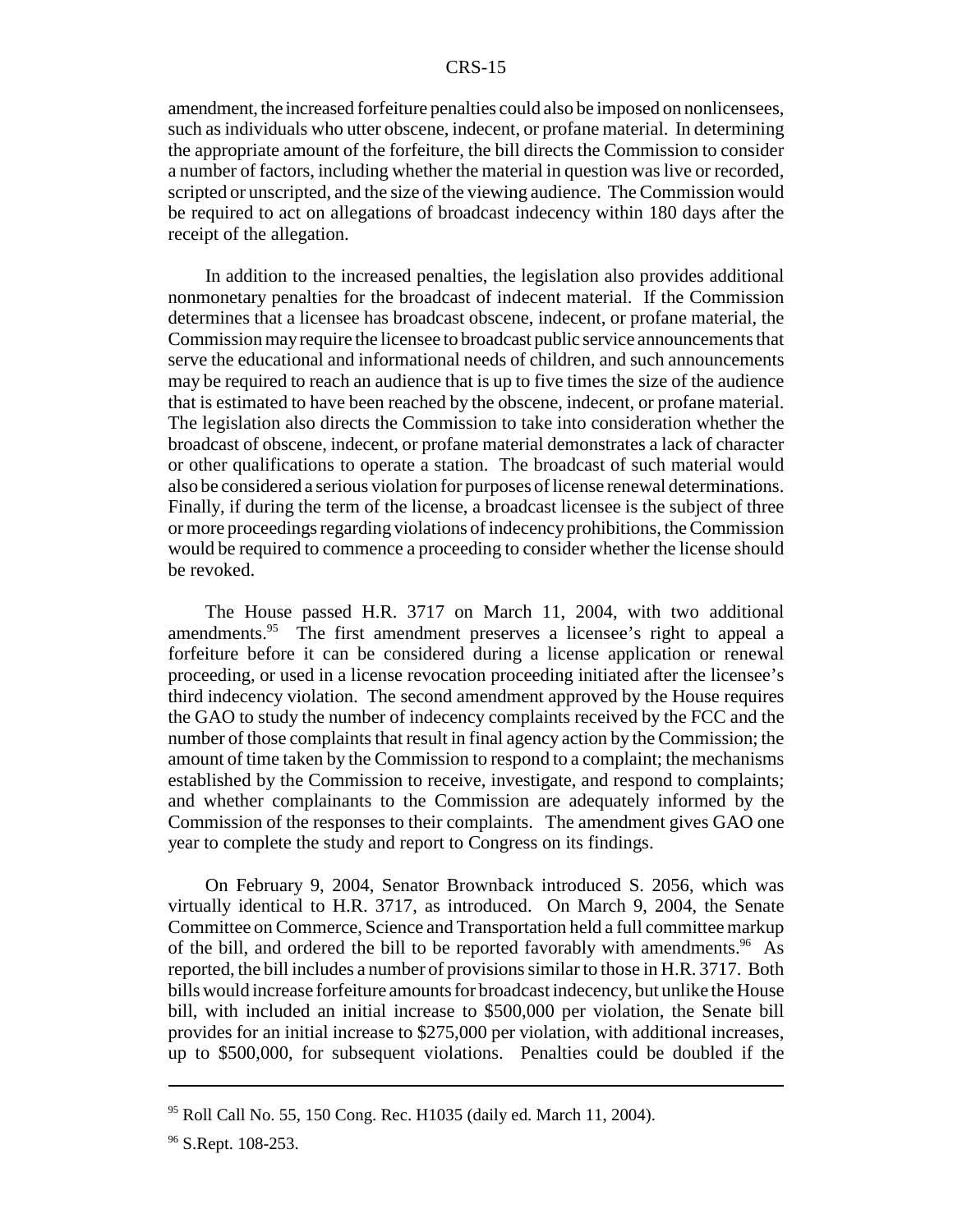amendment, the increased forfeiture penalties could also be imposed on nonlicensees, such as individuals who utter obscene, indecent, or profane material. In determining the appropriate amount of the forfeiture, the bill directs the Commission to consider a number of factors, including whether the material in question was live or recorded, scripted or unscripted, and the size of the viewing audience. The Commission would be required to act on allegations of broadcast indecency within 180 days after the receipt of the allegation.

In addition to the increased penalties, the legislation also provides additional nonmonetary penalties for the broadcast of indecent material. If the Commission determines that a licensee has broadcast obscene, indecent, or profane material, the Commission may require the licensee to broadcast public service announcements that serve the educational and informational needs of children, and such announcements may be required to reach an audience that is up to five times the size of the audience that is estimated to have been reached by the obscene, indecent, or profane material. The legislation also directs the Commission to take into consideration whether the broadcast of obscene, indecent, or profane material demonstrates a lack of character or other qualifications to operate a station. The broadcast of such material would also be considered a serious violation for purposes of license renewal determinations. Finally, if during the term of the license, a broadcast licensee is the subject of three or more proceedings regarding violations of indecency prohibitions, the Commission would be required to commence a proceeding to consider whether the license should be revoked.

The House passed H.R. 3717 on March 11, 2004, with two additional amendments.[95] The first amendment preserves a licensee's right to appeal a forfeiture before it can be considered during a license application or renewal proceeding, or used in a license revocation proceeding initiated after the licensee's third indecency violation. The second amendment approved by the House requires the GAO to study the number of indecency complaints received by the FCC and the number of those complaints that result in final agency action by the Commission; the amount of time taken by the Commission to respond to a complaint; the mechanisms established by the Commission to receive, investigate, and respond to complaints; and whether complainants to the Commission are adequately informed by the Commission of the responses to their complaints. The amendment gives GAO one year to complete the study and report to Congress on its findings.

On February 9, 2004, Senator Brownback introduced S. 2056, which was virtually identical to H.R. 3717, as introduced. On March 9, 2004, the Senate Committee on Commerce, Science and Transportation held a full committee markup of the bill, and ordered the bill to be reported favorably with amendments.[96] As reported, the bill includes a number of provisions similar to those in H.R. 3717. Both bills would increase forfeiture amounts for broadcast indecency, but unlike the House bill, with included an initial increase to $500,000 per violation, the Senate bill provides for an initial increase to $275,000 per violation, with additional increases, up to $500,000, for subsequent violations. Penalties could be doubled if the

---

[95] Roll Call No. 55, 150 Cong. Rec. H1035 (daily ed. March 11, 2004).

[96] S.Rept. 108-253.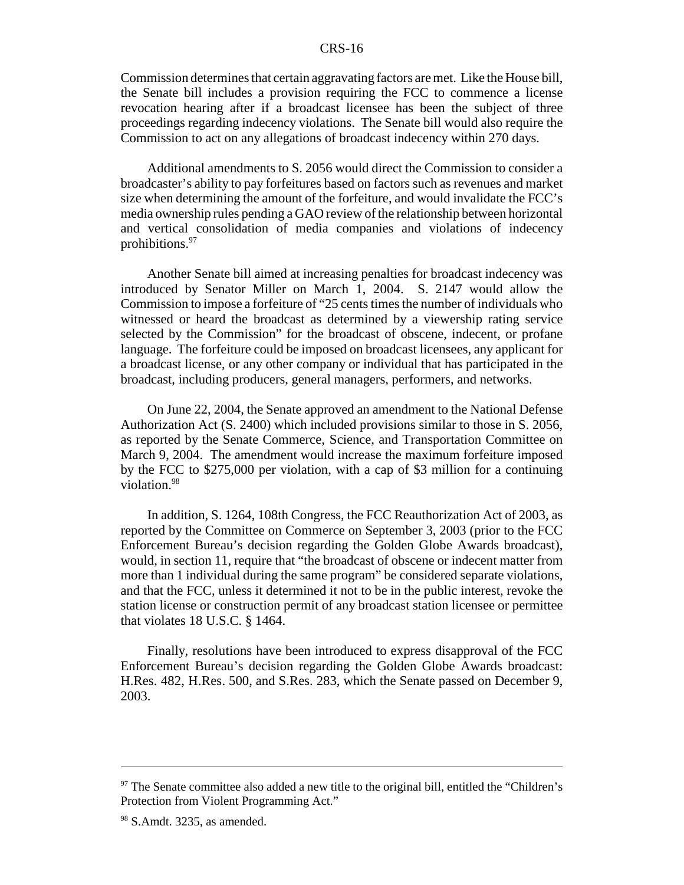Commission determines that certain aggravating factors are met. Like the House bill, the Senate bill includes a provision requiring the FCC to commence a license revocation hearing after if a broadcast licensee has been the subject of three proceedings regarding indecency violations. The Senate bill would also require the Commission to act on any allegations of broadcast indecency within 270 days.

Additional amendments to S. 2056 would direct the Commission to consider a broadcaster's ability to pay forfeitures based on factors such as revenues and market size when determining the amount of the forfeiture, and would invalidate the FCC's media ownership rules pending a GAO review of the relationship between horizontal and vertical consolidation of media companies and violations of indecency prohibitions.[97]

Another Senate bill aimed at increasing penalties for broadcast indecency was introduced by Senator Miller on March 1, 2004. S. 2147 would allow the Commission to impose a forfeiture of "25 cents times the number of individuals who witnessed or heard the broadcast as determined by a viewership rating service selected by the Commission" for the broadcast of obscene, indecent, or profane language. The forfeiture could be imposed on broadcast licensees, any applicant for a broadcast license, or any other company or individual that has participated in the broadcast, including producers, general managers, performers, and networks.

On June 22, 2004, the Senate approved an amendment to the National Defense Authorization Act (S. 2400) which included provisions similar to those in S. 2056, as reported by the Senate Commerce, Science, and Transportation Committee on March 9, 2004. The amendment would increase the maximum forfeiture imposed by the FCC to $275,000 per violation, with a cap of $3 million for a continuing violation.[98]

In addition, S. 1264, 108th Congress, the FCC Reauthorization Act of 2003, as reported by the Committee on Commerce on September 3, 2003 (prior to the FCC Enforcement Bureau's decision regarding the Golden Globe Awards broadcast), would, in section 11, require that "the broadcast of obscene or indecent matter from more than 1 individual during the same program" be considered separate violations, and that the FCC, unless it determined it not to be in the public interest, revoke the station license or construction permit of any broadcast station licensee or permittee that violates 18 U.S.C. § 1464.

Finally, resolutions have been introduced to express disapproval of the FCC Enforcement Bureau's decision regarding the Golden Globe Awards broadcast: H.Res. 482, H.Res. 500, and S.Res. 283, which the Senate passed on December 9, 2003.

---

[97] The Senate committee also added a new title to the original bill, entitled the "Children's Protection from Violent Programming Act."

[98] S.Amdt. 3235, as amended.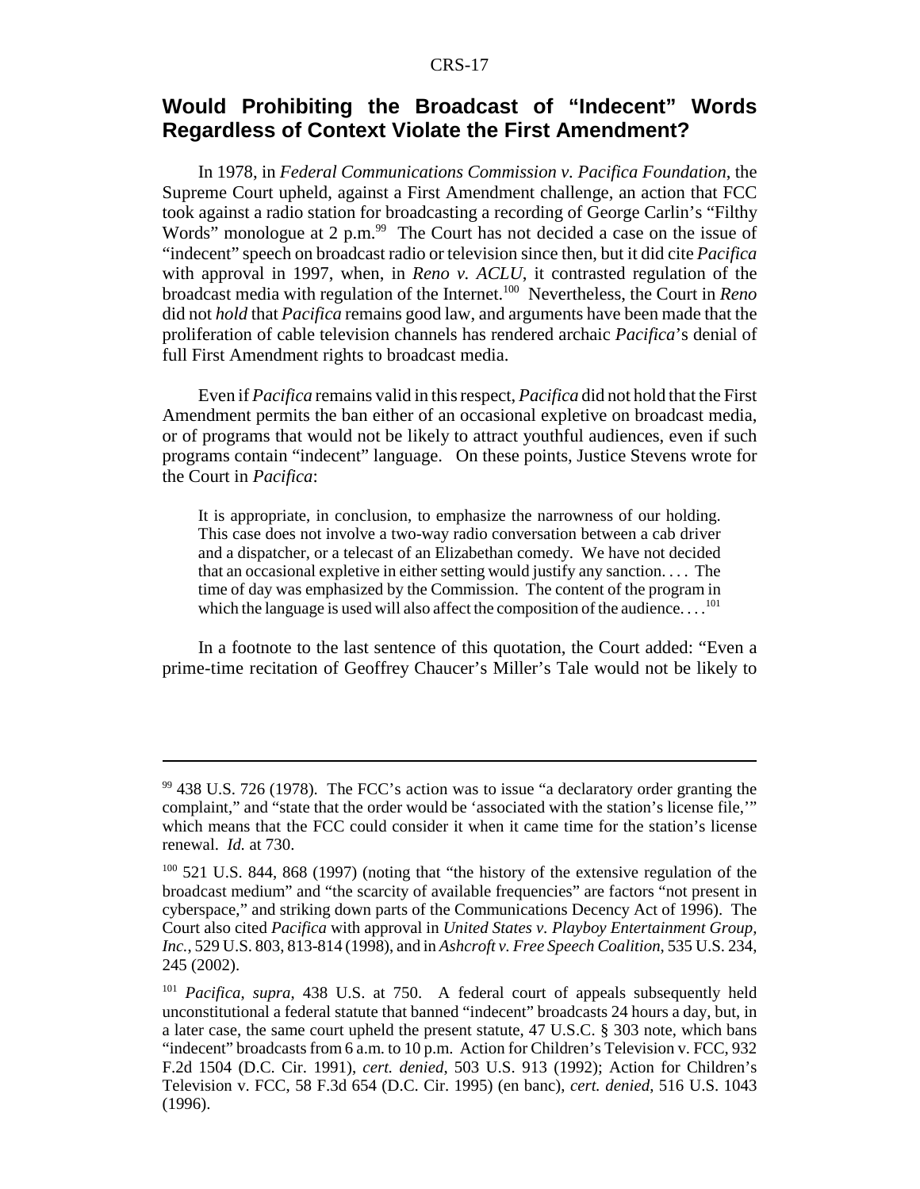## Would Prohibiting the Broadcast of "Indecent" Words Regardless of Context Violate the First Amendment?

In 1978, in *Federal Communications Commission v. Pacifica Foundation*, the Supreme Court upheld, against a First Amendment challenge, an action that FCC took against a radio station for broadcasting a recording of George Carlin's "Filthy Words" monologue at 2 p.m.[99] The Court has not decided a case on the issue of "indecent" speech on broadcast radio or television since then, but it did cite *Pacifica* with approval in 1997, when, in *Reno v. ACLU*, it contrasted regulation of the broadcast media with regulation of the Internet.[100] Nevertheless, the Court in *Reno* did not *hold* that *Pacifica* remains good law, and arguments have been made that the proliferation of cable television channels has rendered archaic *Pacifica*'s denial of full First Amendment rights to broadcast media.

Even if *Pacifica* remains valid in this respect, *Pacifica* did not hold that the First Amendment permits the ban either of an occasional expletive on broadcast media, or of programs that would not be likely to attract youthful audiences, even if such programs contain "indecent" language. On these points, Justice Stevens wrote for the Court in *Pacifica*:

> It is appropriate, in conclusion, to emphasize the narrowness of our holding. This case does not involve a two-way radio conversation between a cab driver and a dispatcher, or a telecast of an Elizabethan comedy. We have not decided that an occasional expletive in either setting would justify any sanction. . . . The time of day was emphasized by the Commission. The content of the program in which the language is used will also affect the composition of the audience. . . .[101]

In a footnote to the last sentence of this quotation, the Court added: "Even a prime-time recitation of Geoffrey Chaucer's Miller's Tale would not be likely to

---

[99] 438 U.S. 726 (1978). The FCC's action was to issue "a declaratory order granting the complaint," and "state that the order would be 'associated with the station's license file,'" which means that the FCC could consider it when it came time for the station's license renewal. *Id.* at 730.

[100] 521 U.S. 844, 868 (1997) (noting that "the history of the extensive regulation of the broadcast medium" and "the scarcity of available frequencies" are factors "not present in cyberspace," and striking down parts of the Communications Decency Act of 1996). The Court also cited *Pacifica* with approval in *United States v. Playboy Entertainment Group, Inc.*, 529 U.S. 803, 813-814 (1998), and in *Ashcroft v. Free Speech Coalition*, 535 U.S. 234, 245 (2002).

[101] *Pacifica*, *supra*, 438 U.S. at 750. A federal court of appeals subsequently held unconstitutional a federal statute that banned "indecent" broadcasts 24 hours a day, but, in a later case, the same court upheld the present statute, 47 U.S.C. § 303 note, which bans "indecent" broadcasts from 6 a.m. to 10 p.m. Action for Children's Television v. FCC, 932 F.2d 1504 (D.C. Cir. 1991), *cert. denied*, 503 U.S. 913 (1992); Action for Children's Television v. FCC, 58 F.3d 654 (D.C. Cir. 1995) (en banc), *cert. denied*, 516 U.S. 1043 (1996).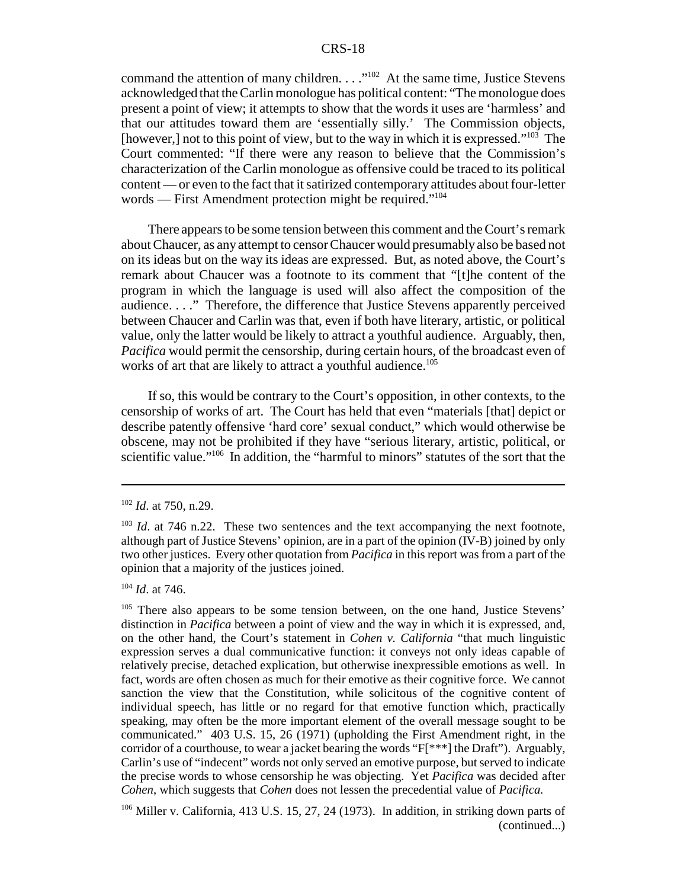command the attention of many children. . . ."[102] At the same time, Justice Stevens acknowledged that the Carlin monologue has political content: "The monologue does present a point of view; it attempts to show that the words it uses are 'harmless' and that our attitudes toward them are 'essentially silly.' The Commission objects, [however,] not to this point of view, but to the way in which it is expressed."[103] The Court commented: "If there were any reason to believe that the Commission's characterization of the Carlin monologue as offensive could be traced to its political content — or even to the fact that it satirized contemporary attitudes about four-letter words — First Amendment protection might be required."[104]

There appears to be some tension between this comment and the Court's remark about Chaucer, as any attempt to censor Chaucer would presumably also be based not on its ideas but on the way its ideas are expressed. But, as noted above, the Court's remark about Chaucer was a footnote to its comment that "[t]he content of the program in which the language is used will also affect the composition of the audience. . . ." Therefore, the difference that Justice Stevens apparently perceived between Chaucer and Carlin was that, even if both have literary, artistic, or political value, only the latter would be likely to attract a youthful audience. Arguably, then, *Pacifica* would permit the censorship, during certain hours, of the broadcast even of works of art that are likely to attract a youthful audience.[105]

If so, this would be contrary to the Court's opposition, in other contexts, to the censorship of works of art. The Court has held that even "materials [that] depict or describe patently offensive 'hard core' sexual conduct," which would otherwise be obscene, may not be prohibited if they have "serious literary, artistic, political, or scientific value."[106] In addition, the "harmful to minors" statutes of the sort that the

---

[102] *Id*. at 750, n.29.

[103] *Id*. at 746 n.22. These two sentences and the text accompanying the next footnote, although part of Justice Stevens' opinion, are in a part of the opinion (IV-B) joined by only two other justices. Every other quotation from *Pacifica* in this report was from a part of the opinion that a majority of the justices joined.

[104] *Id*. at 746.

[105] There also appears to be some tension between, on the one hand, Justice Stevens' distinction in *Pacifica* between a point of view and the way in which it is expressed, and, on the other hand, the Court's statement in *Cohen v. California* "that much linguistic expression serves a dual communicative function: it conveys not only ideas capable of relatively precise, detached explication, but otherwise inexpressible emotions as well. In fact, words are often chosen as much for their emotive as their cognitive force. We cannot sanction the view that the Constitution, while solicitous of the cognitive content of individual speech, has little or no regard for that emotive function which, practically speaking, may often be the more important element of the overall message sought to be communicated." 403 U.S. 15, 26 (1971) (upholding the First Amendment right, in the corridor of a courthouse, to wear a jacket bearing the words "F[***] the Draft"). Arguably, Carlin's use of "indecent" words not only served an emotive purpose, but served to indicate the precise words to whose censorship he was objecting. Yet *Pacifica* was decided after *Cohen*, which suggests that *Cohen* does not lessen the precedential value of *Pacifica.*

[106] Miller v. California, 413 U.S. 15, 27, 24 (1973). In addition, in striking down parts of (continued...)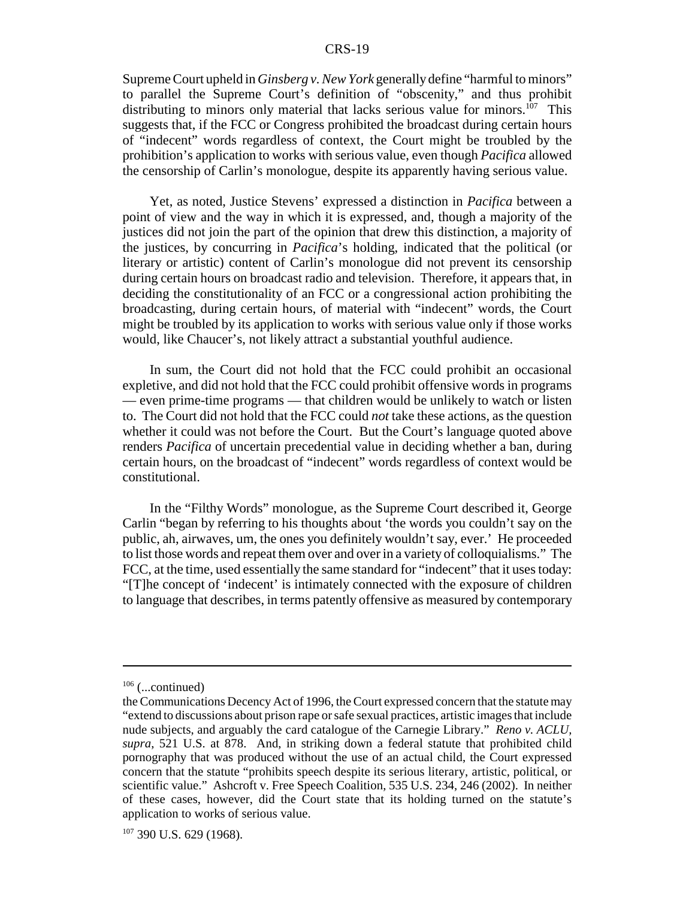Supreme Court upheld in *Ginsberg v. New York* generally define "harmful to minors" to parallel the Supreme Court's definition of "obscenity," and thus prohibit distributing to minors only material that lacks serious value for minors.[107] This suggests that, if the FCC or Congress prohibited the broadcast during certain hours of "indecent" words regardless of context, the Court might be troubled by the prohibition's application to works with serious value, even though *Pacifica* allowed the censorship of Carlin's monologue, despite its apparently having serious value.

Yet, as noted, Justice Stevens' expressed a distinction in *Pacifica* between a point of view and the way in which it is expressed, and, though a majority of the justices did not join the part of the opinion that drew this distinction, a majority of the justices, by concurring in *Pacifica*'s holding, indicated that the political (or literary or artistic) content of Carlin's monologue did not prevent its censorship during certain hours on broadcast radio and television. Therefore, it appears that, in deciding the constitutionality of an FCC or a congressional action prohibiting the broadcasting, during certain hours, of material with "indecent" words, the Court might be troubled by its application to works with serious value only if those works would, like Chaucer's, not likely attract a substantial youthful audience.

In sum, the Court did not hold that the FCC could prohibit an occasional expletive, and did not hold that the FCC could prohibit offensive words in programs — even prime-time programs — that children would be unlikely to watch or listen to. The Court did not hold that the FCC could *not* take these actions, as the question whether it could was not before the Court. But the Court's language quoted above renders *Pacifica* of uncertain precedential value in deciding whether a ban, during certain hours, on the broadcast of "indecent" words regardless of context would be constitutional.

In the "Filthy Words" monologue, as the Supreme Court described it, George Carlin "began by referring to his thoughts about 'the words you couldn't say on the public, ah, airwaves, um, the ones you definitely wouldn't say, ever.' He proceeded to list those words and repeat them over and over in a variety of colloquialisms." The FCC, at the time, used essentially the same standard for "indecent" that it uses today: "[T]he concept of 'indecent' is intimately connected with the exposure of children to language that describes, in terms patently offensive as measured by contemporary

---

[106] (...continued)
the Communications Decency Act of 1996, the Court expressed concern that the statute may "extend to discussions about prison rape or safe sexual practices, artistic images that include nude subjects, and arguably the card catalogue of the Carnegie Library." *Reno v. ACLU, supra*, 521 U.S. at 878. And, in striking down a federal statute that prohibited child pornography that was produced without the use of an actual child, the Court expressed concern that the statute "prohibits speech despite its serious literary, artistic, political, or scientific value." Ashcroft v. Free Speech Coalition, 535 U.S. 234, 246 (2002). In neither of these cases, however, did the Court state that its holding turned on the statute's application to works of serious value.

[107] 390 U.S. 629 (1968).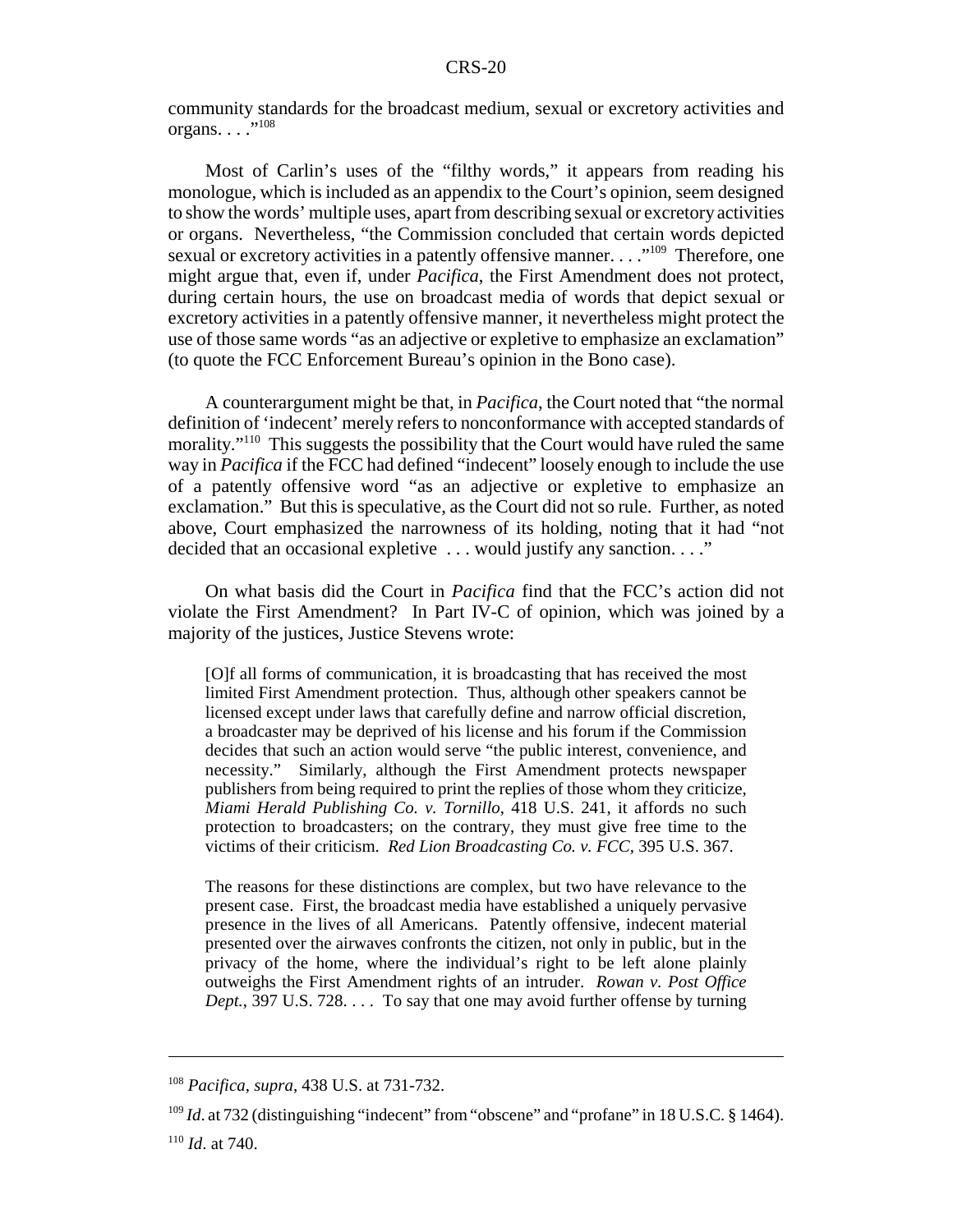community standards for the broadcast medium, sexual or excretory activities and organs. . . ."[108]

Most of Carlin's uses of the "filthy words," it appears from reading his monologue, which is included as an appendix to the Court's opinion, seem designed to show the words' multiple uses, apart from describing sexual or excretory activities or organs. Nevertheless, "the Commission concluded that certain words depicted sexual or excretory activities in a patently offensive manner. . . ."[109] Therefore, one might argue that, even if, under *Pacifica*, the First Amendment does not protect, during certain hours, the use on broadcast media of words that depict sexual or excretory activities in a patently offensive manner, it nevertheless might protect the use of those same words "as an adjective or expletive to emphasize an exclamation" (to quote the FCC Enforcement Bureau's opinion in the Bono case).

A counterargument might be that, in *Pacifica*, the Court noted that "the normal definition of 'indecent' merely refers to nonconformance with accepted standards of morality."[110] This suggests the possibility that the Court would have ruled the same way in *Pacifica* if the FCC had defined "indecent" loosely enough to include the use of a patently offensive word "as an adjective or expletive to emphasize an exclamation." But this is speculative, as the Court did not so rule. Further, as noted above, Court emphasized the narrowness of its holding, noting that it had "not decided that an occasional expletive . . . would justify any sanction. . . ."

On what basis did the Court in *Pacifica* find that the FCC's action did not violate the First Amendment? In Part IV-C of opinion, which was joined by a majority of the justices, Justice Stevens wrote:

> [O]f all forms of communication, it is broadcasting that has received the most limited First Amendment protection. Thus, although other speakers cannot be licensed except under laws that carefully define and narrow official discretion, a broadcaster may be deprived of his license and his forum if the Commission decides that such an action would serve "the public interest, convenience, and necessity." Similarly, although the First Amendment protects newspaper publishers from being required to print the replies of those whom they criticize, *Miami Herald Publishing Co. v. Tornillo*, 418 U.S. 241, it affords no such protection to broadcasters; on the contrary, they must give free time to the victims of their criticism. *Red Lion Broadcasting Co. v. FCC*, 395 U.S. 367.
>
> The reasons for these distinctions are complex, but two have relevance to the present case. First, the broadcast media have established a uniquely pervasive presence in the lives of all Americans. Patently offensive, indecent material presented over the airwaves confronts the citizen, not only in public, but in the privacy of the home, where the individual's right to be left alone plainly outweighs the First Amendment rights of an intruder. *Rowan v. Post Office Dept.*, 397 U.S. 728. . . . To say that one may avoid further offense by turning

[108] *Pacifica*, *supra*, 438 U.S. at 731-732.

[109] *Id*. at 732 (distinguishing "indecent" from "obscene" and "profane" in 18 U.S.C. § 1464).

[110] *Id*. at 740.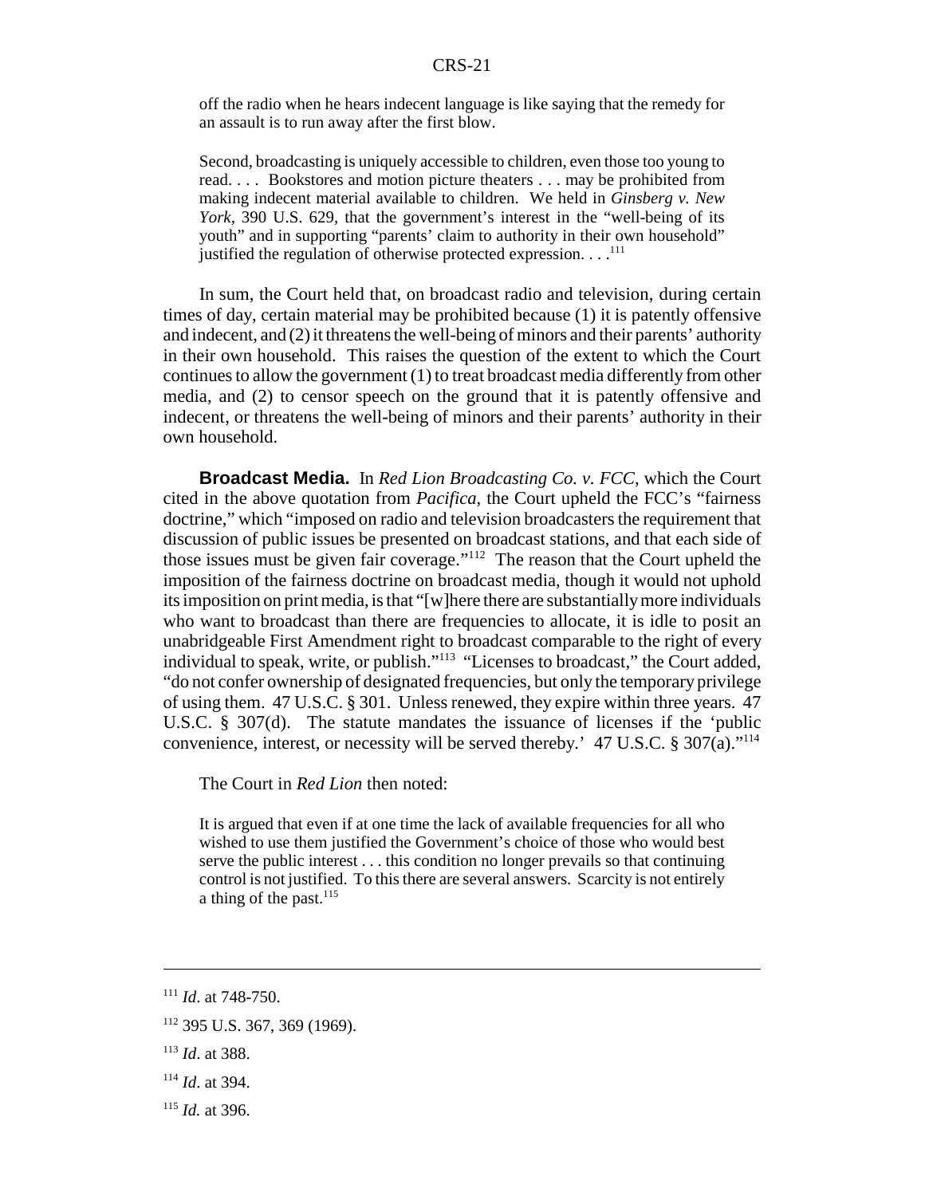> off the radio when he hears indecent language is like saying that the remedy for an assault is to run away after the first blow.
>
> Second, broadcasting is uniquely accessible to children, even those too young to read. . . . Bookstores and motion picture theaters . . . may be prohibited from making indecent material available to children. We held in *Ginsberg v. New York*, 390 U.S. 629, that the government's interest in the "well-being of its youth" and in supporting "parents' claim to authority in their own household" justified the regulation of otherwise protected expression. . . .[111]

In sum, the Court held that, on broadcast radio and television, during certain times of day, certain material may be prohibited because (1) it is patently offensive and indecent, and (2) it threatens the well-being of minors and their parents' authority in their own household. This raises the question of the extent to which the Court continues to allow the government (1) to treat broadcast media differently from other media, and (2) to censor speech on the ground that it is patently offensive and indecent, or threatens the well-being of minors and their parents' authority in their own household.

**Broadcast Media.** In *Red Lion Broadcasting Co. v. FCC*, which the Court cited in the above quotation from *Pacifica*, the Court upheld the FCC's "fairness doctrine," which "imposed on radio and television broadcasters the requirement that discussion of public issues be presented on broadcast stations, and that each side of those issues must be given fair coverage."[112] The reason that the Court upheld the imposition of the fairness doctrine on broadcast media, though it would not uphold its imposition on print media, is that "[w]here there are substantially more individuals who want to broadcast than there are frequencies to allocate, it is idle to posit an unabridgeable First Amendment right to broadcast comparable to the right of every individual to speak, write, or publish."[113] "Licenses to broadcast," the Court added, "do not confer ownership of designated frequencies, but only the temporary privilege of using them. 47 U.S.C. § 301. Unless renewed, they expire within three years. 47 U.S.C. § 307(d). The statute mandates the issuance of licenses if the 'public convenience, interest, or necessity will be served thereby.' 47 U.S.C. § 307(a)."[114]

The Court in *Red Lion* then noted:

> It is argued that even if at one time the lack of available frequencies for all who wished to use them justified the Government's choice of those who would best serve the public interest . . . this condition no longer prevails so that continuing control is not justified. To this there are several answers. Scarcity is not entirely a thing of the past.[115]

---

[111] *Id*. at 748-750.

[112] 395 U.S. 367, 369 (1969).

[113] *Id*. at 388.

[114] *Id*. at 394.

[115] *Id.* at 396.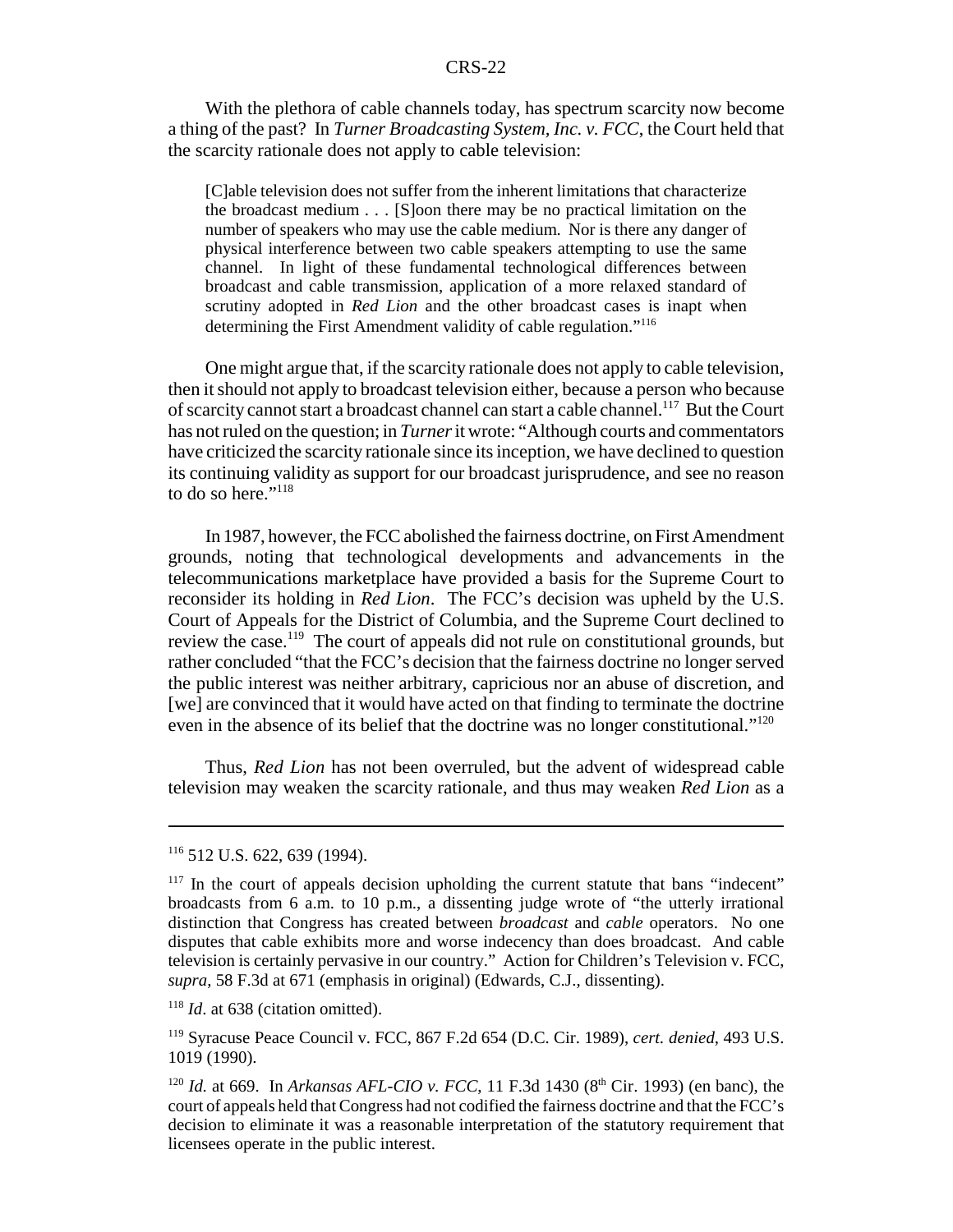With the plethora of cable channels today, has spectrum scarcity now become a thing of the past? In *Turner Broadcasting System, Inc. v. FCC*, the Court held that the scarcity rationale does not apply to cable television:

> [C]able television does not suffer from the inherent limitations that characterize the broadcast medium . . . [S]oon there may be no practical limitation on the number of speakers who may use the cable medium. Nor is there any danger of physical interference between two cable speakers attempting to use the same channel. In light of these fundamental technological differences between broadcast and cable transmission, application of a more relaxed standard of scrutiny adopted in *Red Lion* and the other broadcast cases is inapt when determining the First Amendment validity of cable regulation."[116]

One might argue that, if the scarcity rationale does not apply to cable television, then it should not apply to broadcast television either, because a person who because of scarcity cannot start a broadcast channel can start a cable channel.[117] But the Court has not ruled on the question; in *Turner* it wrote: "Although courts and commentators have criticized the scarcity rationale since its inception, we have declined to question its continuing validity as support for our broadcast jurisprudence, and see no reason to do so here."[118]

In 1987, however, the FCC abolished the fairness doctrine, on First Amendment grounds, noting that technological developments and advancements in the telecommunications marketplace have provided a basis for the Supreme Court to reconsider its holding in *Red Lion*. The FCC's decision was upheld by the U.S. Court of Appeals for the District of Columbia, and the Supreme Court declined to review the case.[119] The court of appeals did not rule on constitutional grounds, but rather concluded "that the FCC's decision that the fairness doctrine no longer served the public interest was neither arbitrary, capricious nor an abuse of discretion, and [we] are convinced that it would have acted on that finding to terminate the doctrine even in the absence of its belief that the doctrine was no longer constitutional."[120]

Thus, *Red Lion* has not been overruled, but the advent of widespread cable television may weaken the scarcity rationale, and thus may weaken *Red Lion* as a

---

[116] 512 U.S. 622, 639 (1994).

[117] In the court of appeals decision upholding the current statute that bans "indecent" broadcasts from 6 a.m. to 10 p.m., a dissenting judge wrote of "the utterly irrational distinction that Congress has created between *broadcast* and *cable* operators. No one disputes that cable exhibits more and worse indecency than does broadcast. And cable television is certainly pervasive in our country." Action for Children's Television v. FCC, *supra*, 58 F.3d at 671 (emphasis in original) (Edwards, C.J., dissenting).

[118] *Id*. at 638 (citation omitted).

[119] Syracuse Peace Council v. FCC, 867 F.2d 654 (D.C. Cir. 1989), *cert. denied*, 493 U.S. 1019 (1990).

[120] *Id.* at 669. In *Arkansas AFL-CIO v. FCC*, 11 F.3d 1430 (8th Cir. 1993) (en banc), the court of appeals held that Congress had not codified the fairness doctrine and that the FCC's decision to eliminate it was a reasonable interpretation of the statutory requirement that licensees operate in the public interest.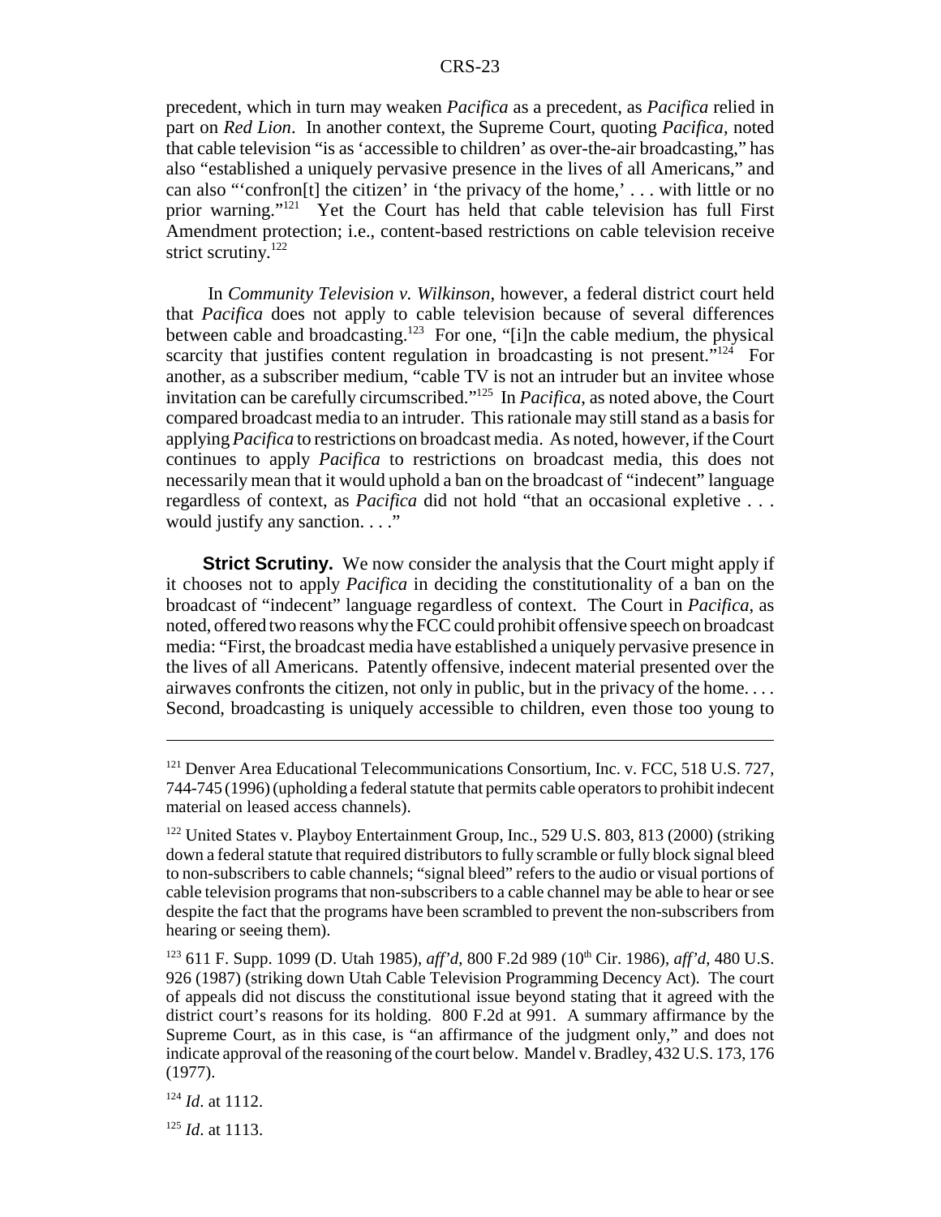precedent, which in turn may weaken *Pacifica* as a precedent, as *Pacifica* relied in part on *Red Lion*. In another context, the Supreme Court, quoting *Pacifica*, noted that cable television "is as 'accessible to children' as over-the-air broadcasting," has also "established a uniquely pervasive presence in the lives of all Americans," and can also "'confron[t] the citizen' in 'the privacy of the home,' . . . with little or no prior warning."[121] Yet the Court has held that cable television has full First Amendment protection; i.e., content-based restrictions on cable television receive strict scrutiny.[122]

In *Community Television v. Wilkinson*, however, a federal district court held that *Pacifica* does not apply to cable television because of several differences between cable and broadcasting.[123] For one, "[i]n the cable medium, the physical scarcity that justifies content regulation in broadcasting is not present."[124] For another, as a subscriber medium, "cable TV is not an intruder but an invitee whose invitation can be carefully circumscribed."[125] In *Pacifica*, as noted above, the Court compared broadcast media to an intruder. This rationale may still stand as a basis for applying *Pacifica* to restrictions on broadcast media. As noted, however, if the Court continues to apply *Pacifica* to restrictions on broadcast media, this does not necessarily mean that it would uphold a ban on the broadcast of "indecent" language regardless of context, as *Pacifica* did not hold "that an occasional expletive . . . would justify any sanction. . . ."

**Strict Scrutiny.** We now consider the analysis that the Court might apply if it chooses not to apply *Pacifica* in deciding the constitutionality of a ban on the broadcast of "indecent" language regardless of context. The Court in *Pacifica*, as noted, offered two reasons why the FCC could prohibit offensive speech on broadcast media: "First, the broadcast media have established a uniquely pervasive presence in the lives of all Americans. Patently offensive, indecent material presented over the airwaves confronts the citizen, not only in public, but in the privacy of the home. . . . Second, broadcasting is uniquely accessible to children, even those too young to

---

[121] Denver Area Educational Telecommunications Consortium, Inc. v. FCC, 518 U.S. 727, 744-745 (1996) (upholding a federal statute that permits cable operators to prohibit indecent material on leased access channels).

[122] United States v. Playboy Entertainment Group, Inc., 529 U.S. 803, 813 (2000) (striking down a federal statute that required distributors to fully scramble or fully block signal bleed to non-subscribers to cable channels; "signal bleed" refers to the audio or visual portions of cable television programs that non-subscribers to a cable channel may be able to hear or see despite the fact that the programs have been scrambled to prevent the non-subscribers from hearing or seeing them).

[123] 611 F. Supp. 1099 (D. Utah 1985), *aff'd*, 800 F.2d 989 (10th Cir. 1986), *aff'd*, 480 U.S. 926 (1987) (striking down Utah Cable Television Programming Decency Act). The court of appeals did not discuss the constitutional issue beyond stating that it agreed with the district court's reasons for its holding. 800 F.2d at 991. A summary affirmance by the Supreme Court, as in this case, is "an affirmance of the judgment only," and does not indicate approval of the reasoning of the court below. Mandel v. Bradley, 432 U.S. 173, 176 (1977).

[124] *Id*. at 1112.

[125] *Id*. at 1113.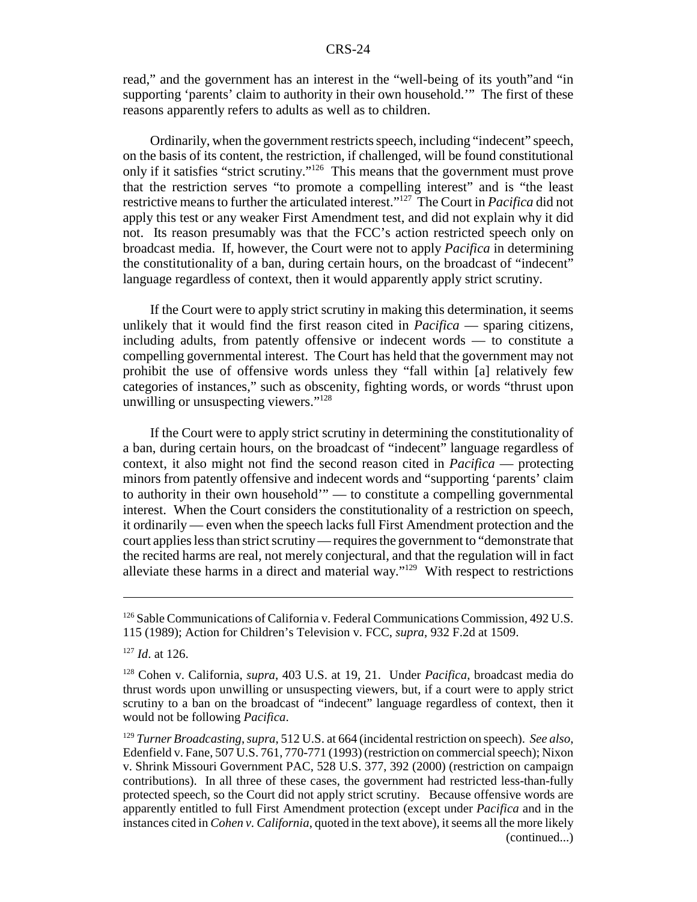read," and the government has an interest in the "well-being of its youth"and "in supporting 'parents' claim to authority in their own household.'" The first of these reasons apparently refers to adults as well as to children.

Ordinarily, when the government restricts speech, including "indecent" speech, on the basis of its content, the restriction, if challenged, will be found constitutional only if it satisfies "strict scrutiny."[126] This means that the government must prove that the restriction serves "to promote a compelling interest" and is "the least restrictive means to further the articulated interest."[127] The Court in *Pacifica* did not apply this test or any weaker First Amendment test, and did not explain why it did not. Its reason presumably was that the FCC's action restricted speech only on broadcast media. If, however, the Court were not to apply *Pacifica* in determining the constitutionality of a ban, during certain hours, on the broadcast of "indecent" language regardless of context, then it would apparently apply strict scrutiny.

If the Court were to apply strict scrutiny in making this determination, it seems unlikely that it would find the first reason cited in *Pacifica* — sparing citizens, including adults, from patently offensive or indecent words — to constitute a compelling governmental interest. The Court has held that the government may not prohibit the use of offensive words unless they "fall within [a] relatively few categories of instances," such as obscenity, fighting words, or words "thrust upon unwilling or unsuspecting viewers."[128]

If the Court were to apply strict scrutiny in determining the constitutionality of a ban, during certain hours, on the broadcast of "indecent" language regardless of context, it also might not find the second reason cited in *Pacifica* — protecting minors from patently offensive and indecent words and "supporting 'parents' claim to authority in their own household'" — to constitute a compelling governmental interest. When the Court considers the constitutionality of a restriction on speech, it ordinarily — even when the speech lacks full First Amendment protection and the court applies less than strict scrutiny — requires the government to "demonstrate that the recited harms are real, not merely conjectural, and that the regulation will in fact alleviate these harms in a direct and material way."[129] With respect to restrictions

---

[126] Sable Communications of California v. Federal Communications Commission, 492 U.S. 115 (1989); Action for Children's Television v. FCC, *supra*, 932 F.2d at 1509.

[127] *Id*. at 126.

[128] Cohen v. California, *supra*, 403 U.S. at 19, 21. Under *Pacifica*, broadcast media do thrust words upon unwilling or unsuspecting viewers, but, if a court were to apply strict scrutiny to a ban on the broadcast of "indecent" language regardless of context, then it would not be following *Pacifica*.

[129] *Turner Broadcasting*, *supra*, 512 U.S. at 664 (incidental restriction on speech). *See also*, Edenfield v. Fane, 507 U.S. 761, 770-771 (1993) (restriction on commercial speech); Nixon v. Shrink Missouri Government PAC, 528 U.S. 377, 392 (2000) (restriction on campaign contributions). In all three of these cases, the government had restricted less-than-fully protected speech, so the Court did not apply strict scrutiny. Because offensive words are apparently entitled to full First Amendment protection (except under *Pacifica* and in the instances cited in *Cohen v. California*, quoted in the text above), it seems all the more likely (continued...)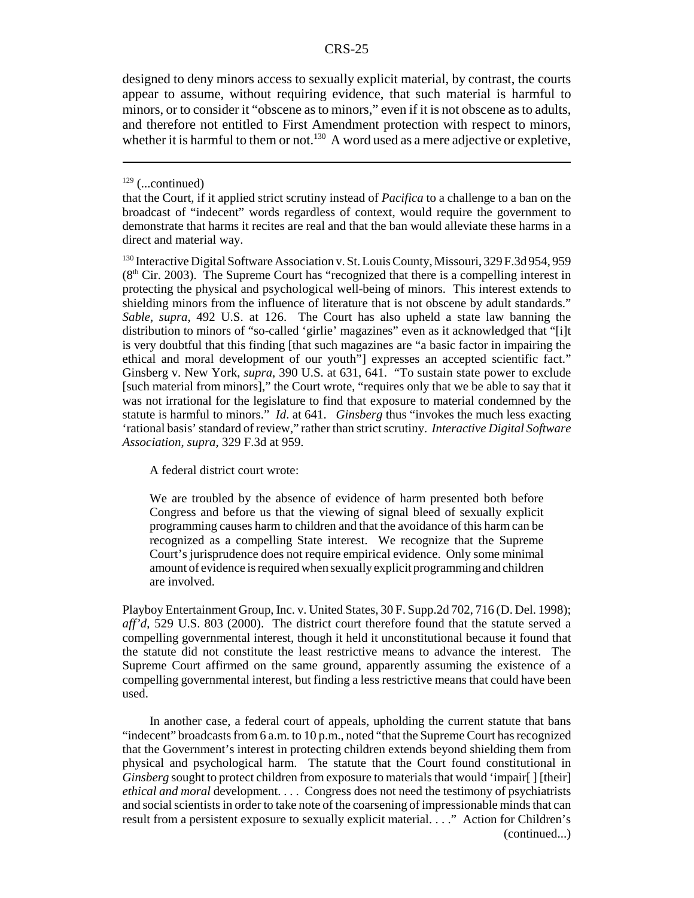designed to deny minors access to sexually explicit material, by contrast, the courts appear to assume, without requiring evidence, that such material is harmful to minors, or to consider it "obscene as to minors," even if it is not obscene as to adults, and therefore not entitled to First Amendment protection with respect to minors, whether it is harmful to them or not.[130] A word used as a mere adjective or expletive,

---

[129] (...continued)

that the Court, if it applied strict scrutiny instead of *Pacifica* to a challenge to a ban on the broadcast of "indecent" words regardless of context, would require the government to demonstrate that harms it recites are real and that the ban would alleviate these harms in a direct and material way.

[130] Interactive Digital Software Association v. St. Louis County, Missouri, 329 F.3d 954, 959 (8th Cir. 2003). The Supreme Court has "recognized that there is a compelling interest in protecting the physical and psychological well-being of minors. This interest extends to shielding minors from the influence of literature that is not obscene by adult standards." *Sable*, *supra*, 492 U.S. at 126. The Court has also upheld a state law banning the distribution to minors of "so-called 'girlie' magazines" even as it acknowledged that "[i]t is very doubtful that this finding [that such magazines are "a basic factor in impairing the ethical and moral development of our youth"] expresses an accepted scientific fact." Ginsberg v. New York, *supra*, 390 U.S. at 631, 641. "To sustain state power to exclude [such material from minors]," the Court wrote, "requires only that we be able to say that it was not irrational for the legislature to find that exposure to material condemned by the statute is harmful to minors." *Id*. at 641. *Ginsberg* thus "invokes the much less exacting 'rational basis' standard of review," rather than strict scrutiny. *Interactive Digital Software Association*, *supra*, 329 F.3d at 959.

A federal district court wrote:

> We are troubled by the absence of evidence of harm presented both before Congress and before us that the viewing of signal bleed of sexually explicit programming causes harm to children and that the avoidance of this harm can be recognized as a compelling State interest. We recognize that the Supreme Court's jurisprudence does not require empirical evidence. Only some minimal amount of evidence is required when sexually explicit programming and children are involved.

Playboy Entertainment Group, Inc. v. United States, 30 F. Supp.2d 702, 716 (D. Del. 1998); *aff'd*, 529 U.S. 803 (2000). The district court therefore found that the statute served a compelling governmental interest, though it held it unconstitutional because it found that the statute did not constitute the least restrictive means to advance the interest. The Supreme Court affirmed on the same ground, apparently assuming the existence of a compelling governmental interest, but finding a less restrictive means that could have been used.

In another case, a federal court of appeals, upholding the current statute that bans "indecent" broadcasts from 6 a.m. to 10 p.m., noted "that the Supreme Court has recognized that the Government's interest in protecting children extends beyond shielding them from physical and psychological harm. The statute that the Court found constitutional in *Ginsberg* sought to protect children from exposure to materials that would 'impair[ ] [their] *ethical and moral* development. . . . Congress does not need the testimony of psychiatrists and social scientists in order to take note of the coarsening of impressionable minds that can result from a persistent exposure to sexually explicit material. . . ." Action for Children's (continued...)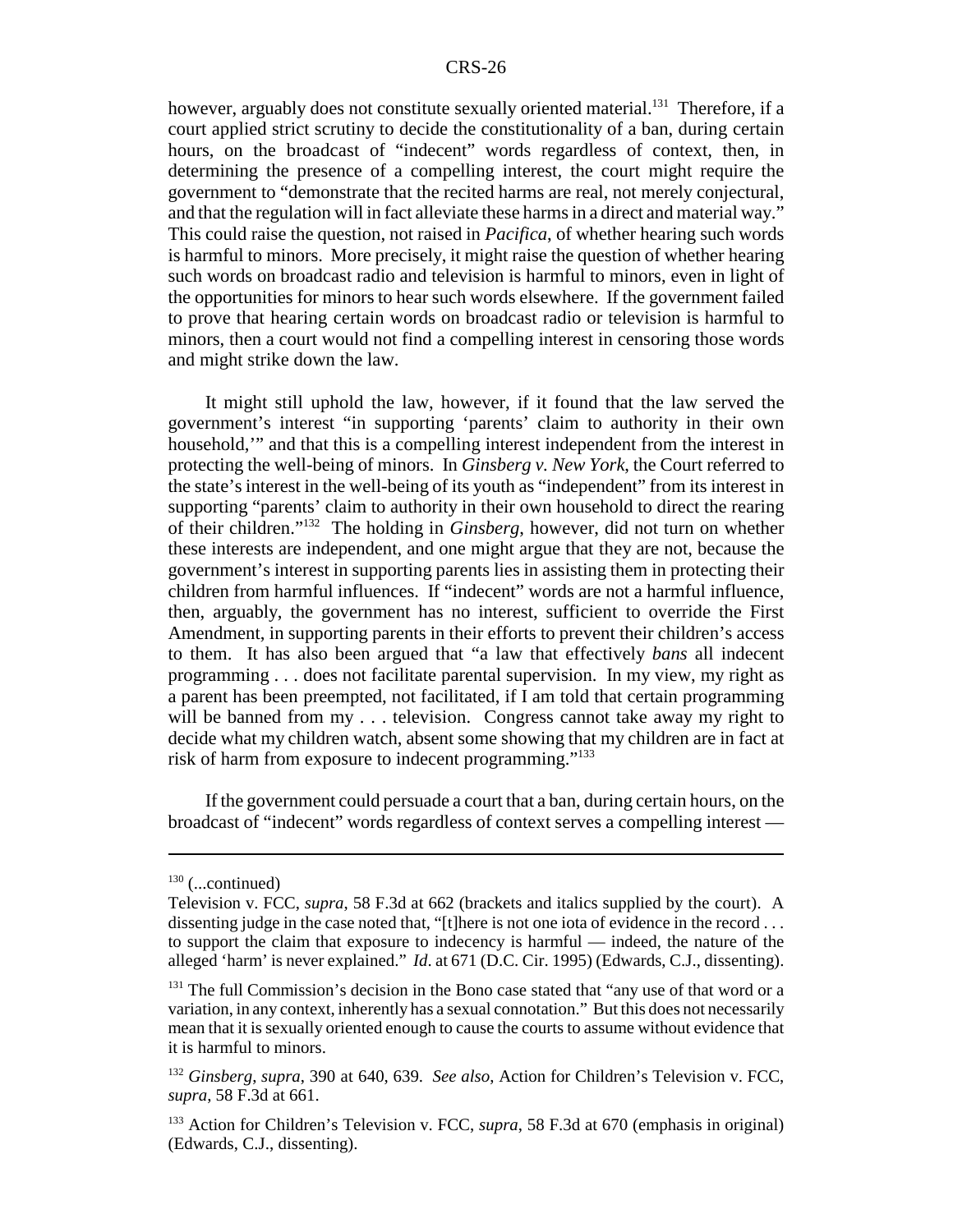however, arguably does not constitute sexually oriented material.[131] Therefore, if a court applied strict scrutiny to decide the constitutionality of a ban, during certain hours, on the broadcast of "indecent" words regardless of context, then, in determining the presence of a compelling interest, the court might require the government to "demonstrate that the recited harms are real, not merely conjectural, and that the regulation will in fact alleviate these harms in a direct and material way." This could raise the question, not raised in *Pacifica*, of whether hearing such words is harmful to minors. More precisely, it might raise the question of whether hearing such words on broadcast radio and television is harmful to minors, even in light of the opportunities for minors to hear such words elsewhere. If the government failed to prove that hearing certain words on broadcast radio or television is harmful to minors, then a court would not find a compelling interest in censoring those words and might strike down the law.

It might still uphold the law, however, if it found that the law served the government's interest "in supporting 'parents' claim to authority in their own household,'" and that this is a compelling interest independent from the interest in protecting the well-being of minors. In *Ginsberg v. New York*, the Court referred to the state's interest in the well-being of its youth as "independent" from its interest in supporting "parents' claim to authority in their own household to direct the rearing of their children."[132] The holding in *Ginsberg*, however, did not turn on whether these interests are independent, and one might argue that they are not, because the government's interest in supporting parents lies in assisting them in protecting their children from harmful influences. If "indecent" words are not a harmful influence, then, arguably, the government has no interest, sufficient to override the First Amendment, in supporting parents in their efforts to prevent their children's access to them. It has also been argued that "a law that effectively *bans* all indecent programming . . . does not facilitate parental supervision. In my view, my right as a parent has been preempted, not facilitated, if I am told that certain programming will be banned from my . . . television. Congress cannot take away my right to decide what my children watch, absent some showing that my children are in fact at risk of harm from exposure to indecent programming."[133]

If the government could persuade a court that a ban, during certain hours, on the broadcast of "indecent" words regardless of context serves a compelling interest —

---

[130] (...continued)
Television v. FCC, *supra*, 58 F.3d at 662 (brackets and italics supplied by the court). A dissenting judge in the case noted that, "[t]here is not one iota of evidence in the record . . . to support the claim that exposure to indecency is harmful — indeed, the nature of the alleged 'harm' is never explained." *Id.* at 671 (D.C. Cir. 1995) (Edwards, C.J., dissenting).

[131] The full Commission's decision in the Bono case stated that "any use of that word or a variation, in any context, inherently has a sexual connotation." But this does not necessarily mean that it is sexually oriented enough to cause the courts to assume without evidence that it is harmful to minors.

[132] *Ginsberg*, *supra*, 390 at 640, 639. *See also*, Action for Children's Television v. FCC, *supra*, 58 F.3d at 661.

[133] Action for Children's Television v. FCC, *supra*, 58 F.3d at 670 (emphasis in original) (Edwards, C.J., dissenting).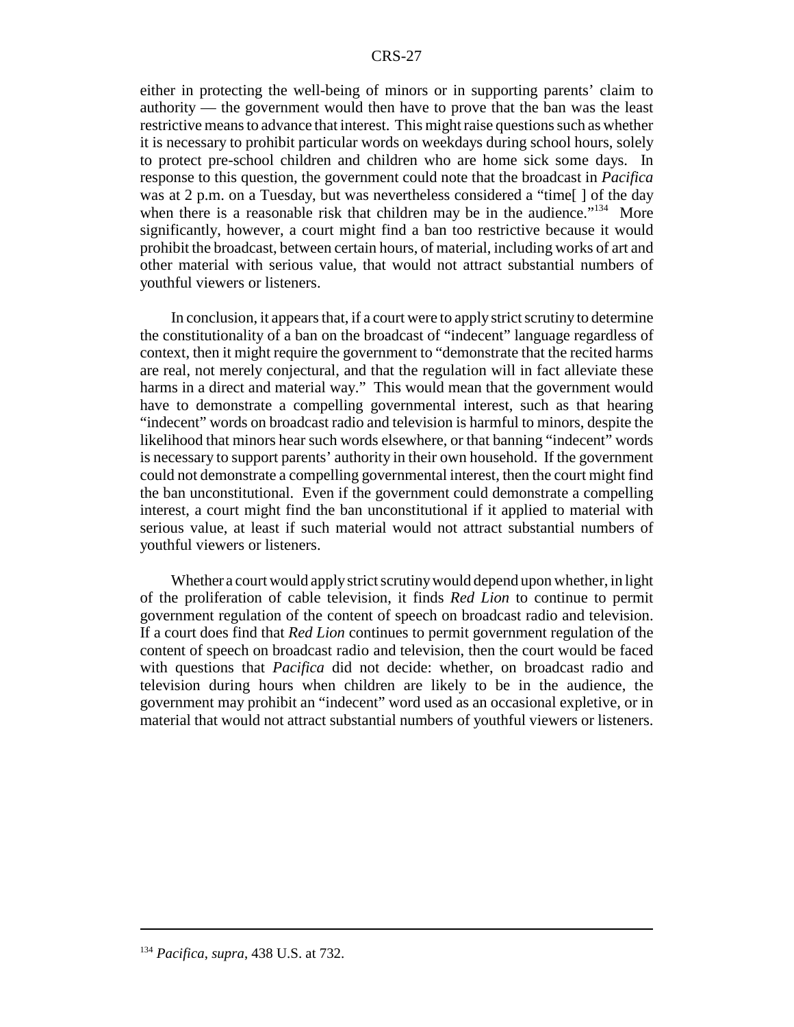either in protecting the well-being of minors or in supporting parents' claim to authority — the government would then have to prove that the ban was the least restrictive means to advance that interest. This might raise questions such as whether it is necessary to prohibit particular words on weekdays during school hours, solely to protect pre-school children and children who are home sick some days. In response to this question, the government could note that the broadcast in *Pacifica* was at 2 p.m. on a Tuesday, but was nevertheless considered a "time[ ] of the day when there is a reasonable risk that children may be in the audience."[134] More significantly, however, a court might find a ban too restrictive because it would prohibit the broadcast, between certain hours, of material, including works of art and other material with serious value, that would not attract substantial numbers of youthful viewers or listeners.

In conclusion, it appears that, if a court were to apply strict scrutiny to determine the constitutionality of a ban on the broadcast of "indecent" language regardless of context, then it might require the government to "demonstrate that the recited harms are real, not merely conjectural, and that the regulation will in fact alleviate these harms in a direct and material way." This would mean that the government would have to demonstrate a compelling governmental interest, such as that hearing "indecent" words on broadcast radio and television is harmful to minors, despite the likelihood that minors hear such words elsewhere, or that banning "indecent" words is necessary to support parents' authority in their own household. If the government could not demonstrate a compelling governmental interest, then the court might find the ban unconstitutional. Even if the government could demonstrate a compelling interest, a court might find the ban unconstitutional if it applied to material with serious value, at least if such material would not attract substantial numbers of youthful viewers or listeners.

Whether a court would apply strict scrutiny would depend upon whether, in light of the proliferation of cable television, it finds *Red Lion* to continue to permit government regulation of the content of speech on broadcast radio and television. If a court does find that *Red Lion* continues to permit government regulation of the content of speech on broadcast radio and television, then the court would be faced with questions that *Pacifica* did not decide: whether, on broadcast radio and television during hours when children are likely to be in the audience, the government may prohibit an "indecent" word used as an occasional expletive, or in material that would not attract substantial numbers of youthful viewers or listeners.

[134] *Pacifica*, *supra*, 438 U.S. at 732.